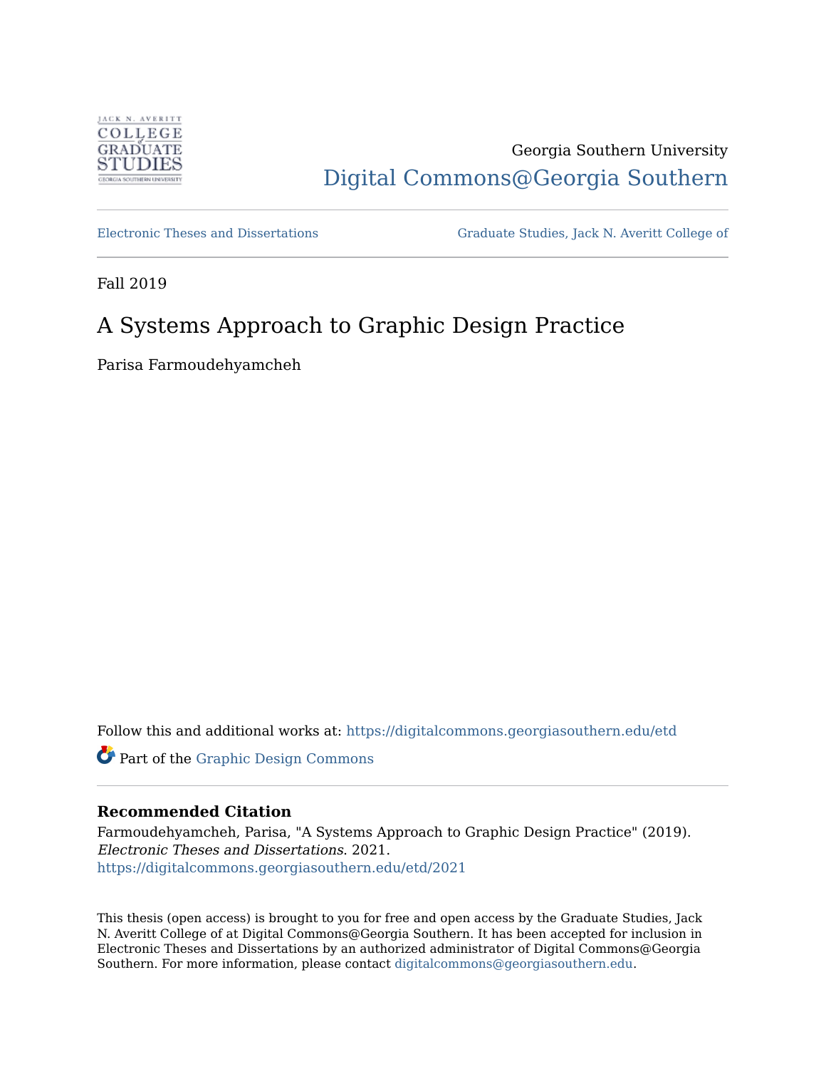Georgia Southern University

Digital Commons@Georgia Southern

Electronic Theses and Dissertations

Graduate Studies, Jack N. Averitt College of

Fall 2019

# A Systems Approach to Graphic Design Practice

Parisa Farmoudehyamcheh

Follow this and additional works at: https://digitalcommons.georgiasouthern.edu/etd

Part of the Graphic Design Commons

### Recommended Citation

Farmoudehyamcheh, Parisa, "A Systems Approach to Graphic Design Practice" (2019). *Electronic Theses and Dissertations*. 2021.
https://digitalcommons.georgiasouthern.edu/etd/2021

This thesis (open access) is brought to you for free and open access by the Graduate Studies, Jack N. Averitt College of at Digital Commons@Georgia Southern. It has been accepted for inclusion in Electronic Theses and Dissertations by an authorized administrator of Digital Commons@Georgia Southern. For more information, please contact digitalcommons@georgiasouthern.edu.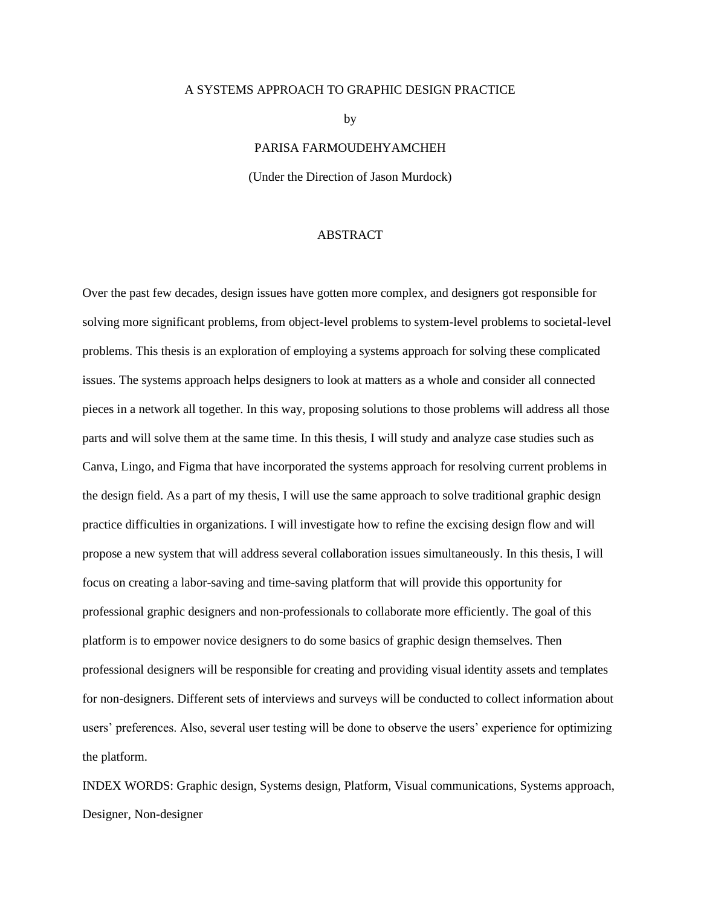A SYSTEMS APPROACH TO GRAPHIC DESIGN PRACTICE

by

PARISA FARMOUDEHYAMCHEH

(Under the Direction of Jason Murdock)

## ABSTRACT

Over the past few decades, design issues have gotten more complex, and designers got responsible for solving more significant problems, from object-level problems to system-level problems to societal-level problems. This thesis is an exploration of employing a systems approach for solving these complicated issues. The systems approach helps designers to look at matters as a whole and consider all connected pieces in a network all together. In this way, proposing solutions to those problems will address all those parts and will solve them at the same time. In this thesis, I will study and analyze case studies such as Canva, Lingo, and Figma that have incorporated the systems approach for resolving current problems in the design field. As a part of my thesis, I will use the same approach to solve traditional graphic design practice difficulties in organizations. I will investigate how to refine the excising design flow and will propose a new system that will address several collaboration issues simultaneously. In this thesis, I will focus on creating a labor-saving and time-saving platform that will provide this opportunity for professional graphic designers and non-professionals to collaborate more efficiently. The goal of this platform is to empower novice designers to do some basics of graphic design themselves. Then professional designers will be responsible for creating and providing visual identity assets and templates for non-designers. Different sets of interviews and surveys will be conducted to collect information about users' preferences. Also, several user testing will be done to observe the users' experience for optimizing the platform.

INDEX WORDS: Graphic design, Systems design, Platform, Visual communications, Systems approach, Designer, Non-designer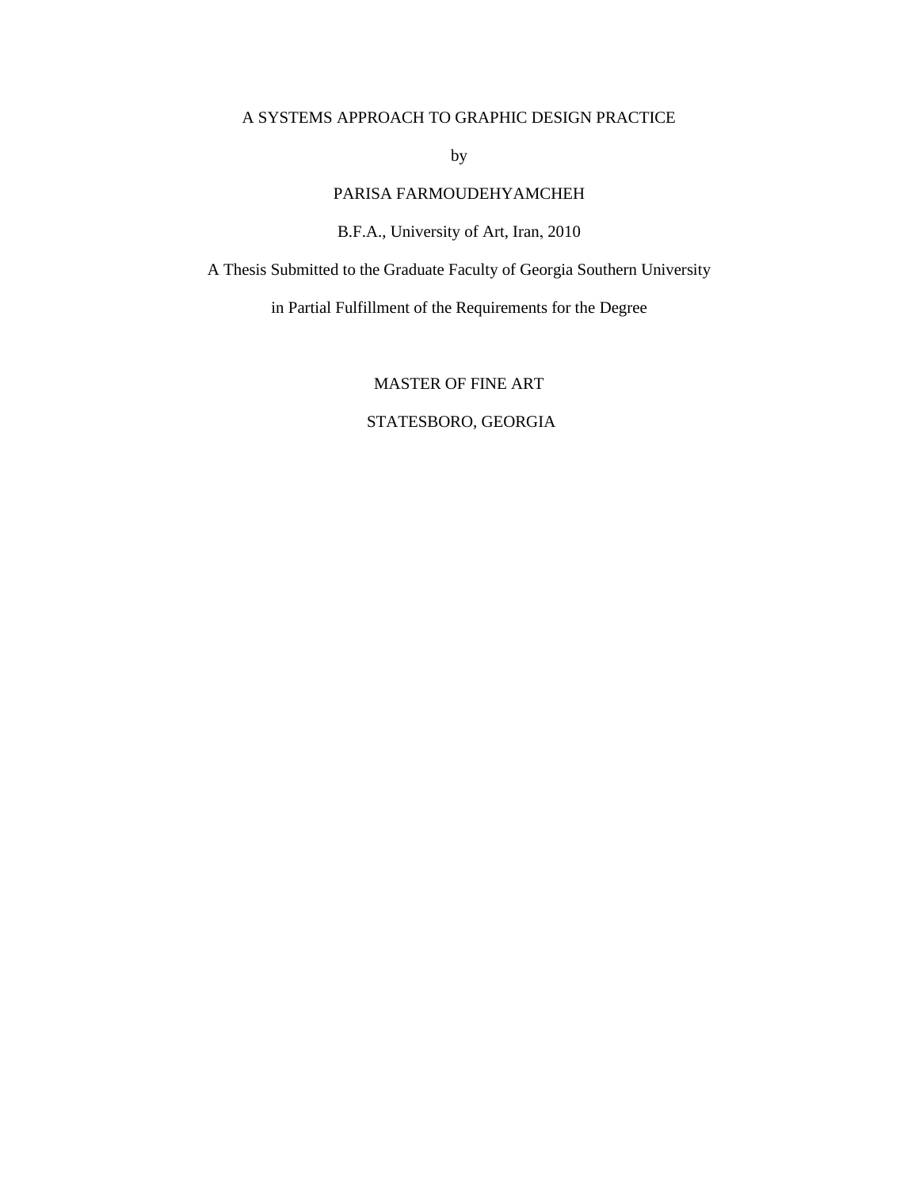A SYSTEMS APPROACH TO GRAPHIC DESIGN PRACTICE

by

PARISA FARMOUDEHYAMCHEH

B.F.A., University of Art, Iran, 2010

A Thesis Submitted to the Graduate Faculty of Georgia Southern University

in Partial Fulfillment of the Requirements for the Degree

MASTER OF FINE ART

STATESBORO, GEORGIA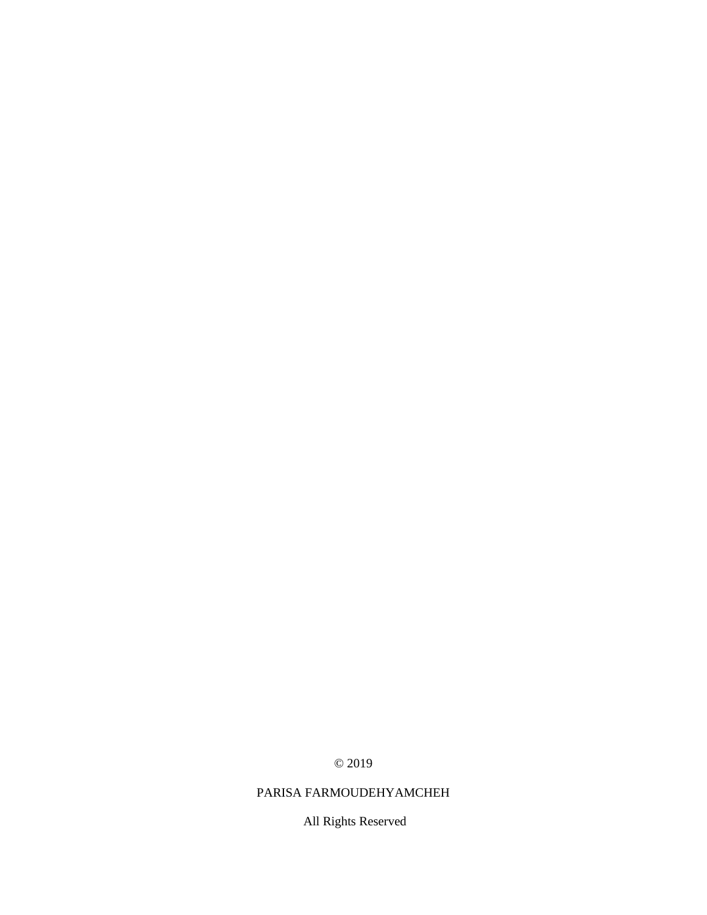© 2019

PARISA FARMOUDEHYAMCHEH

All Rights Reserved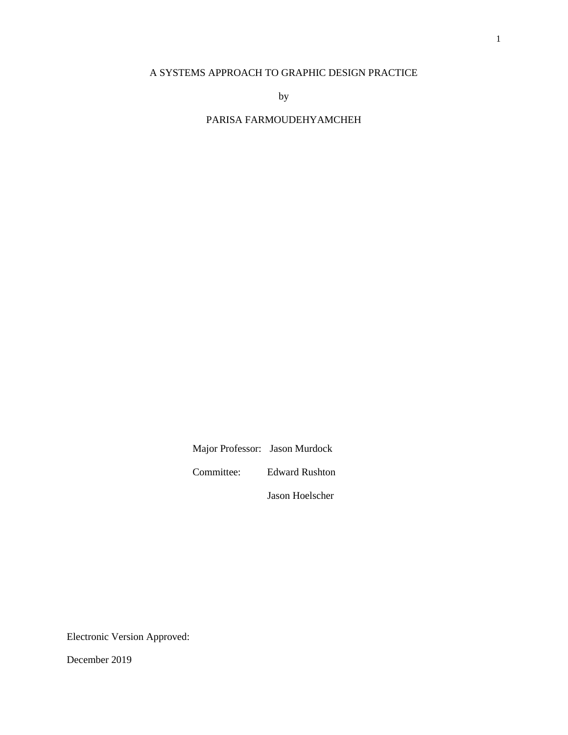A SYSTEMS APPROACH TO GRAPHIC DESIGN PRACTICE

by

PARISA FARMOUDEHYAMCHEH

Major Professor: Jason Murdock

Committee: Edward Rushton

Jason Hoelscher

Electronic Version Approved:

December 2019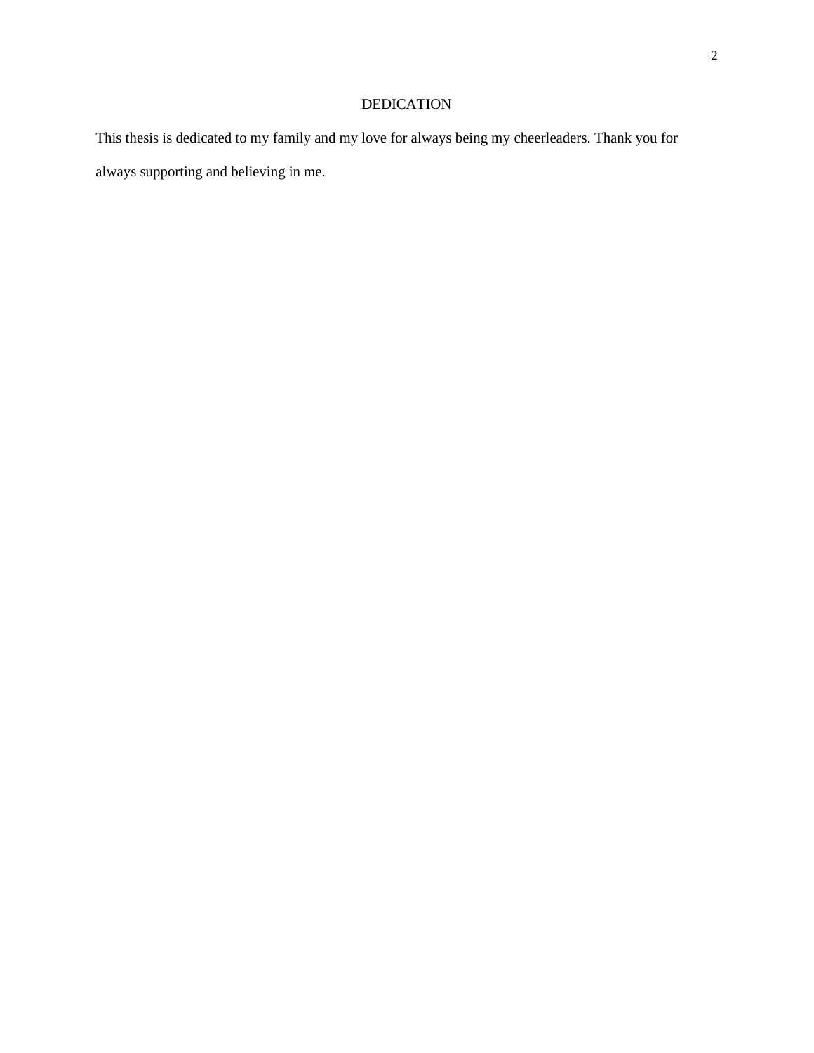# DEDICATION

This thesis is dedicated to my family and my love for always being my cheerleaders. Thank you for always supporting and believing in me.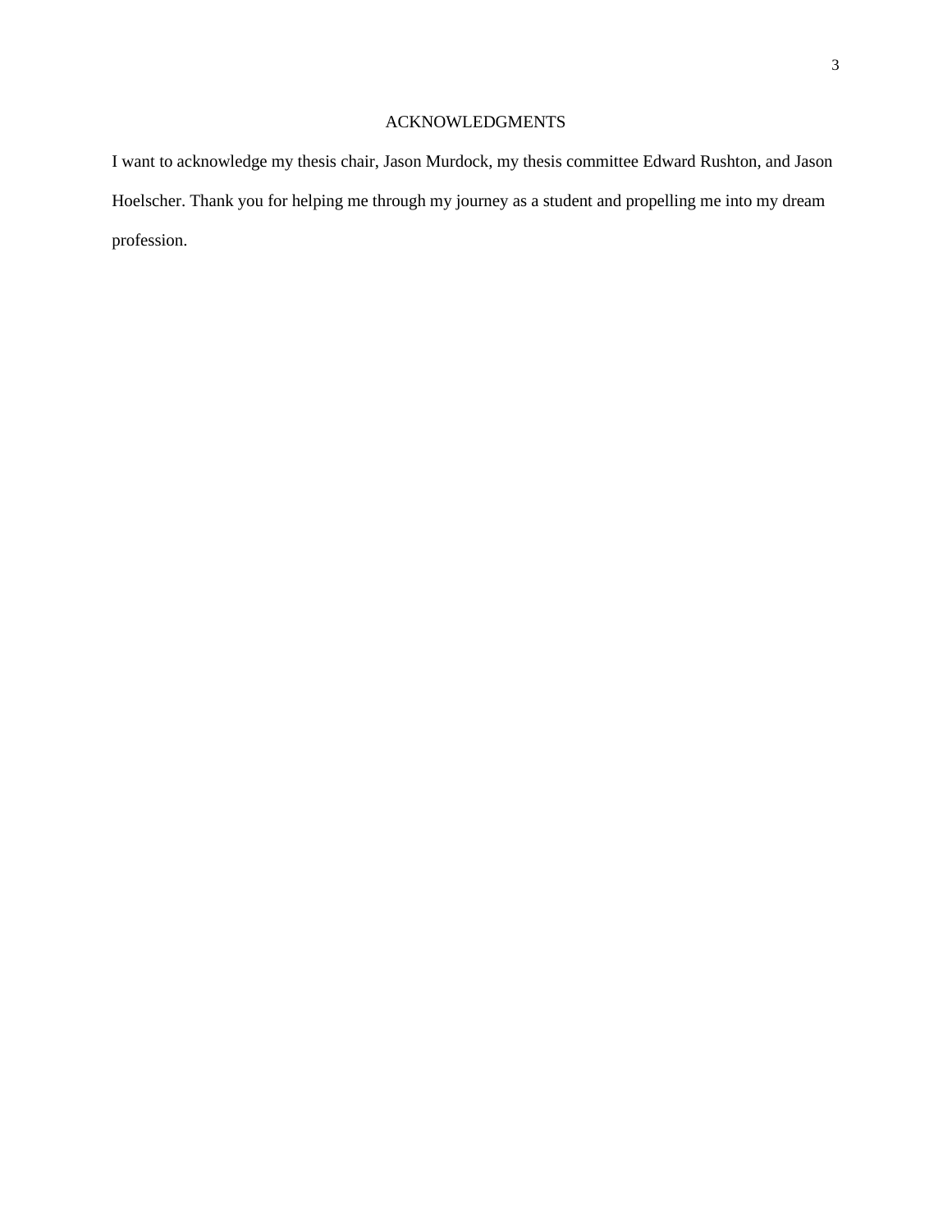# ACKNOWLEDGMENTS

I want to acknowledge my thesis chair, Jason Murdock, my thesis committee Edward Rushton, and Jason Hoelscher. Thank you for helping me through my journey as a student and propelling me into my dream profession.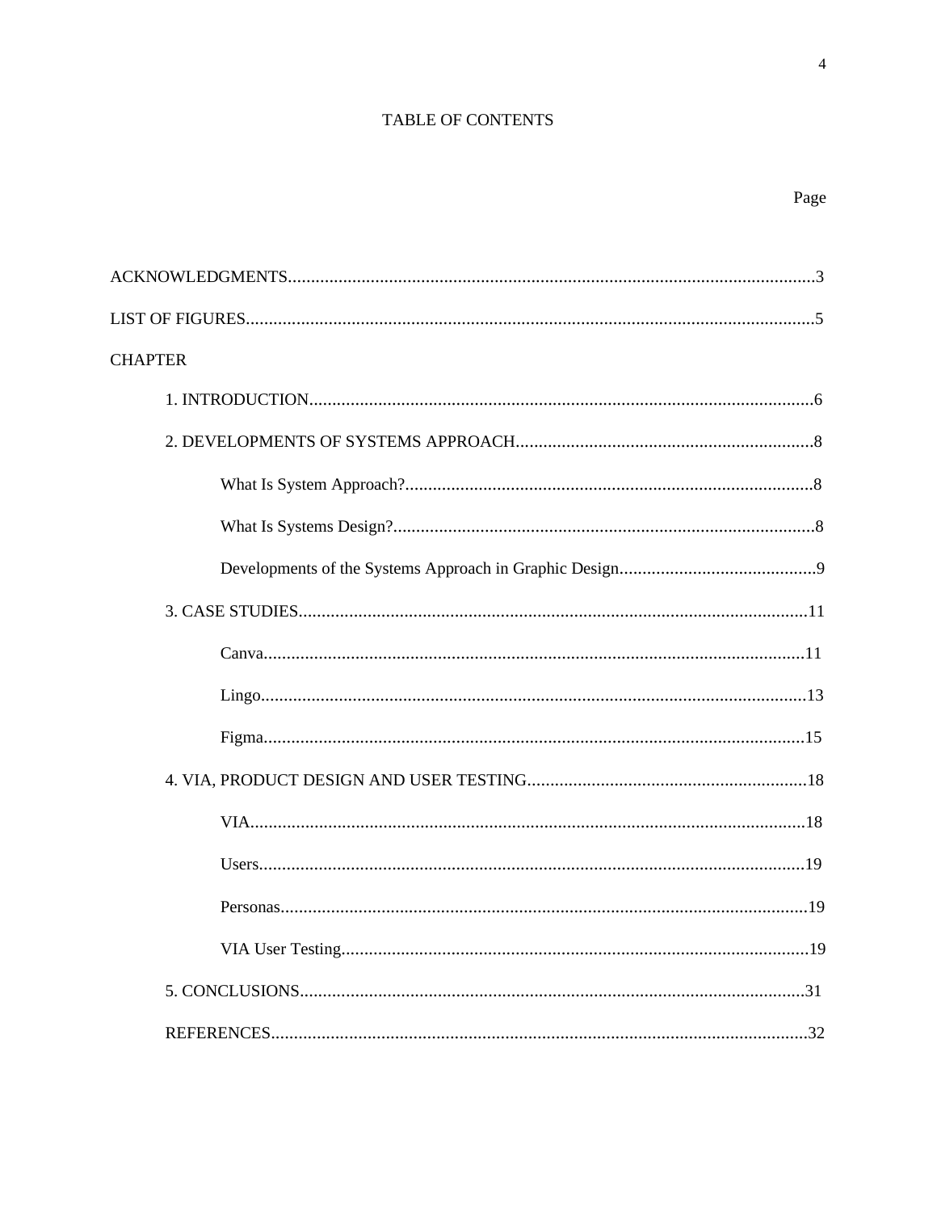# TABLE OF CONTENTS

Page

ACKNOWLEDGMENTS....................................................................................................................3

LIST OF FIGURES.............................................................................................................................5

CHAPTER

1. INTRODUCTION..............................................................................................................6

2. DEVELOPMENTS OF SYSTEMS APPROACH.................................................................8

What Is System Approach?..........................................................................................8

What Is Systems Design?.............................................................................................8

Developments of the Systems Approach in Graphic Design............................................9

3. CASE STUDIES...............................................................................................................11

Canva.......................................................................................................................11

Lingo........................................................................................................................13

Figma.......................................................................................................................15

4. VIA, PRODUCT DESIGN AND USER TESTING.............................................................18

VIA..........................................................................................................................18

Users........................................................................................................................19

Personas...................................................................................................................19

VIA User Testing.......................................................................................................19

5. CONCLUSIONS...............................................................................................................31

REFERENCES.....................................................................................................................32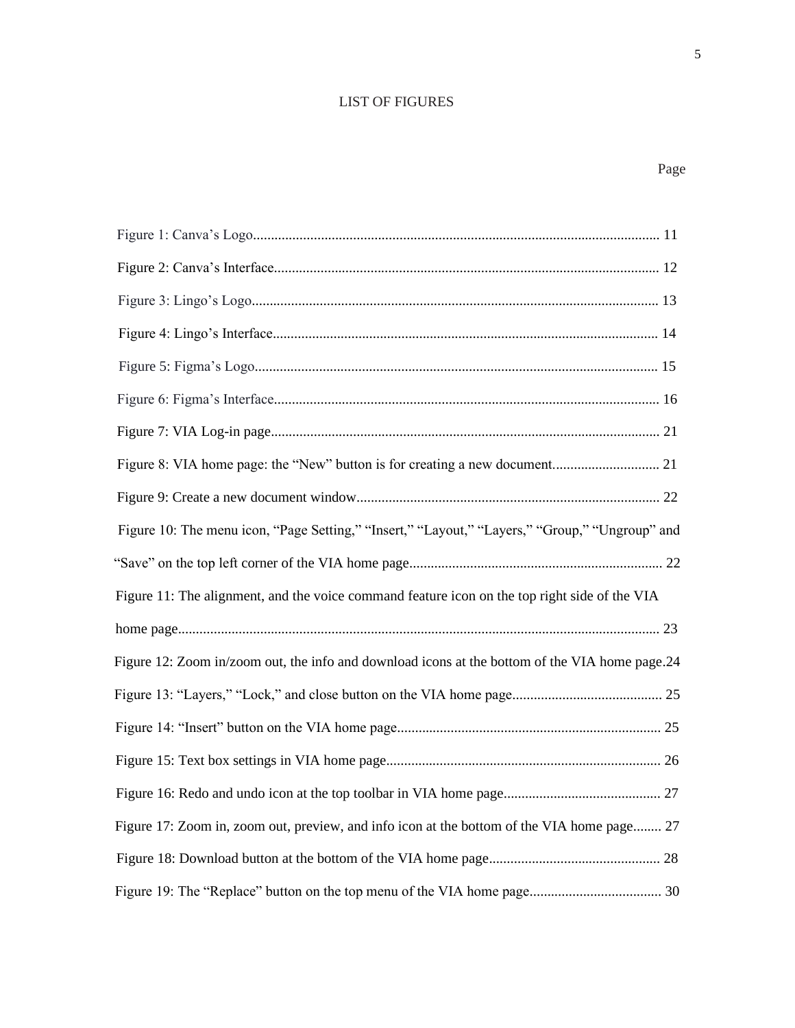# LIST OF FIGURES

Page

Figure 1: Canva's Logo.................................................................................................................. 11

Figure 2: Canva's Interface............................................................................................................ 12

Figure 3: Lingo's Logo.................................................................................................................. 13

Figure 4: Lingo's Interface............................................................................................................ 14

Figure 5: Figma's Logo................................................................................................................. 15

Figure 6: Figma's Interface............................................................................................................ 16

Figure 7: VIA Log-in page............................................................................................................ 21

Figure 8: VIA home page: the "New" button is for creating a new document.............................. 21

Figure 9: Create a new document window..................................................................................... 22

Figure 10: The menu icon, "Page Setting," "Insert," "Layout," "Layers," "Group," "Ungroup" and "Save" on the top left corner of the VIA home page....................................................................... 22

Figure 11: The alignment, and the voice command feature icon on the top right side of the VIA home page...................................................................................................................................... 23

Figure 12: Zoom in/zoom out, the info and download icons at the bottom of the VIA home page.24

Figure 13: "Layers," "Lock," and close button on the VIA home page.......................................... 25

Figure 14: "Insert" button on the VIA home page......................................................................... 25

Figure 15: Text box settings in VIA home page............................................................................. 26

Figure 16: Redo and undo icon at the top toolbar in VIA home page............................................ 27

Figure 17: Zoom in, zoom out, preview, and info icon at the bottom of the VIA home page........ 27

Figure 18: Download button at the bottom of the VIA home page................................................ 28

Figure 19: The "Replace" button on the top menu of the VIA home page..................................... 30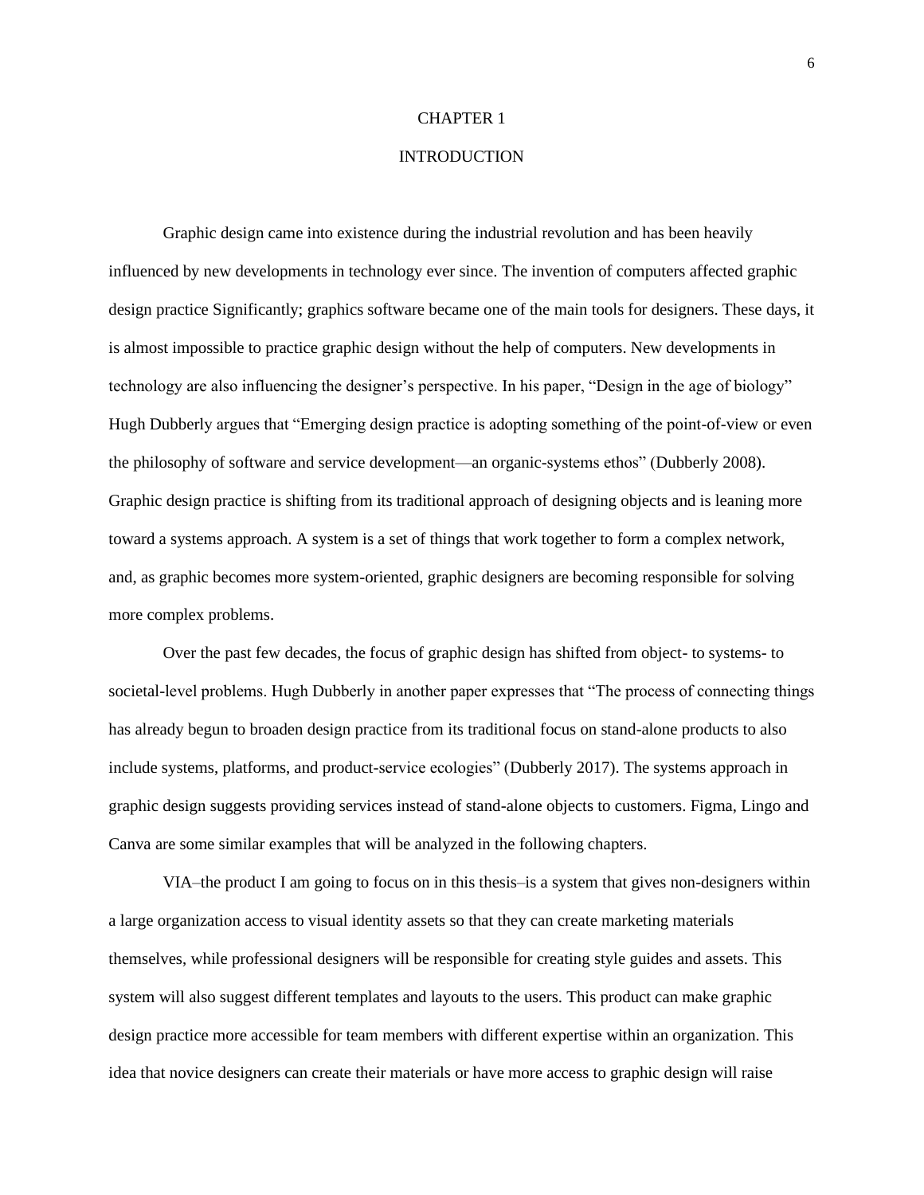# CHAPTER 1

# INTRODUCTION

Graphic design came into existence during the industrial revolution and has been heavily influenced by new developments in technology ever since. The invention of computers affected graphic design practice Significantly; graphics software became one of the main tools for designers. These days, it is almost impossible to practice graphic design without the help of computers. New developments in technology are also influencing the designer's perspective. In his paper, "Design in the age of biology" Hugh Dubberly argues that "Emerging design practice is adopting something of the point-of-view or even the philosophy of software and service development—an organic-systems ethos" (Dubberly 2008). Graphic design practice is shifting from its traditional approach of designing objects and is leaning more toward a systems approach. A system is a set of things that work together to form a complex network, and, as graphic becomes more system-oriented, graphic designers are becoming responsible for solving more complex problems.

Over the past few decades, the focus of graphic design has shifted from object- to systems- to societal-level problems. Hugh Dubberly in another paper expresses that "The process of connecting things has already begun to broaden design practice from its traditional focus on stand-alone products to also include systems, platforms, and product-service ecologies" (Dubberly 2017). The systems approach in graphic design suggests providing services instead of stand-alone objects to customers. Figma, Lingo and Canva are some similar examples that will be analyzed in the following chapters.

VIA–the product I am going to focus on in this thesis–is a system that gives non-designers within a large organization access to visual identity assets so that they can create marketing materials themselves, while professional designers will be responsible for creating style guides and assets. This system will also suggest different templates and layouts to the users. This product can make graphic design practice more accessible for team members with different expertise within an organization. This idea that novice designers can create their materials or have more access to graphic design will raise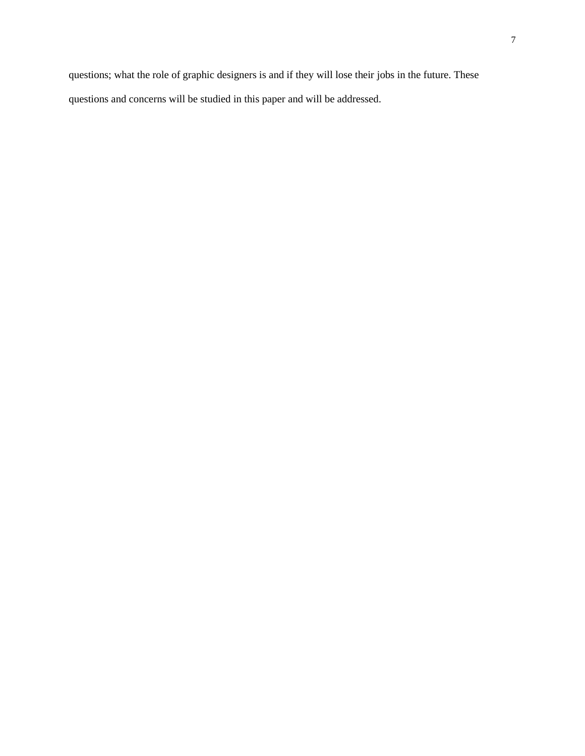questions; what the role of graphic designers is and if they will lose their jobs in the future. These questions and concerns will be studied in this paper and will be addressed.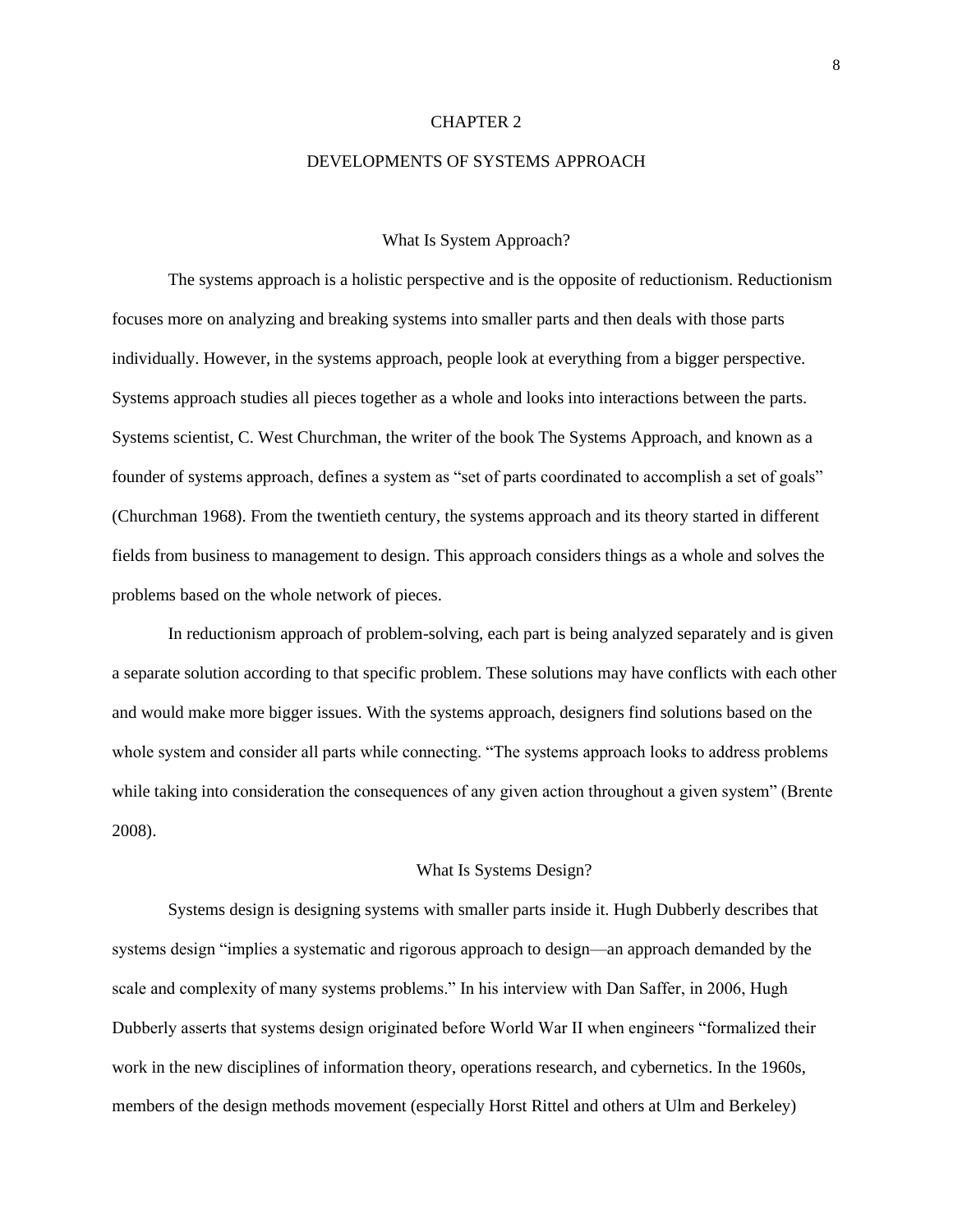# CHAPTER 2

# DEVELOPMENTS OF SYSTEMS APPROACH

## What Is System Approach?

The systems approach is a holistic perspective and is the opposite of reductionism. Reductionism focuses more on analyzing and breaking systems into smaller parts and then deals with those parts individually. However, in the systems approach, people look at everything from a bigger perspective. Systems approach studies all pieces together as a whole and looks into interactions between the parts. Systems scientist, C. West Churchman, the writer of the book The Systems Approach, and known as a founder of systems approach, defines a system as "set of parts coordinated to accomplish a set of goals" (Churchman 1968). From the twentieth century, the systems approach and its theory started in different fields from business to management to design. This approach considers things as a whole and solves the problems based on the whole network of pieces.

In reductionism approach of problem-solving, each part is being analyzed separately and is given a separate solution according to that specific problem. These solutions may have conflicts with each other and would make more bigger issues. With the systems approach, designers find solutions based on the whole system and consider all parts while connecting. "The systems approach looks to address problems while taking into consideration the consequences of any given action throughout a given system" (Brente 2008).

## What Is Systems Design?

Systems design is designing systems with smaller parts inside it. Hugh Dubberly describes that systems design "implies a systematic and rigorous approach to design—an approach demanded by the scale and complexity of many systems problems." In his interview with Dan Saffer, in 2006, Hugh Dubberly asserts that systems design originated before World War II when engineers "formalized their work in the new disciplines of information theory, operations research, and cybernetics. In the 1960s, members of the design methods movement (especially Horst Rittel and others at Ulm and Berkeley)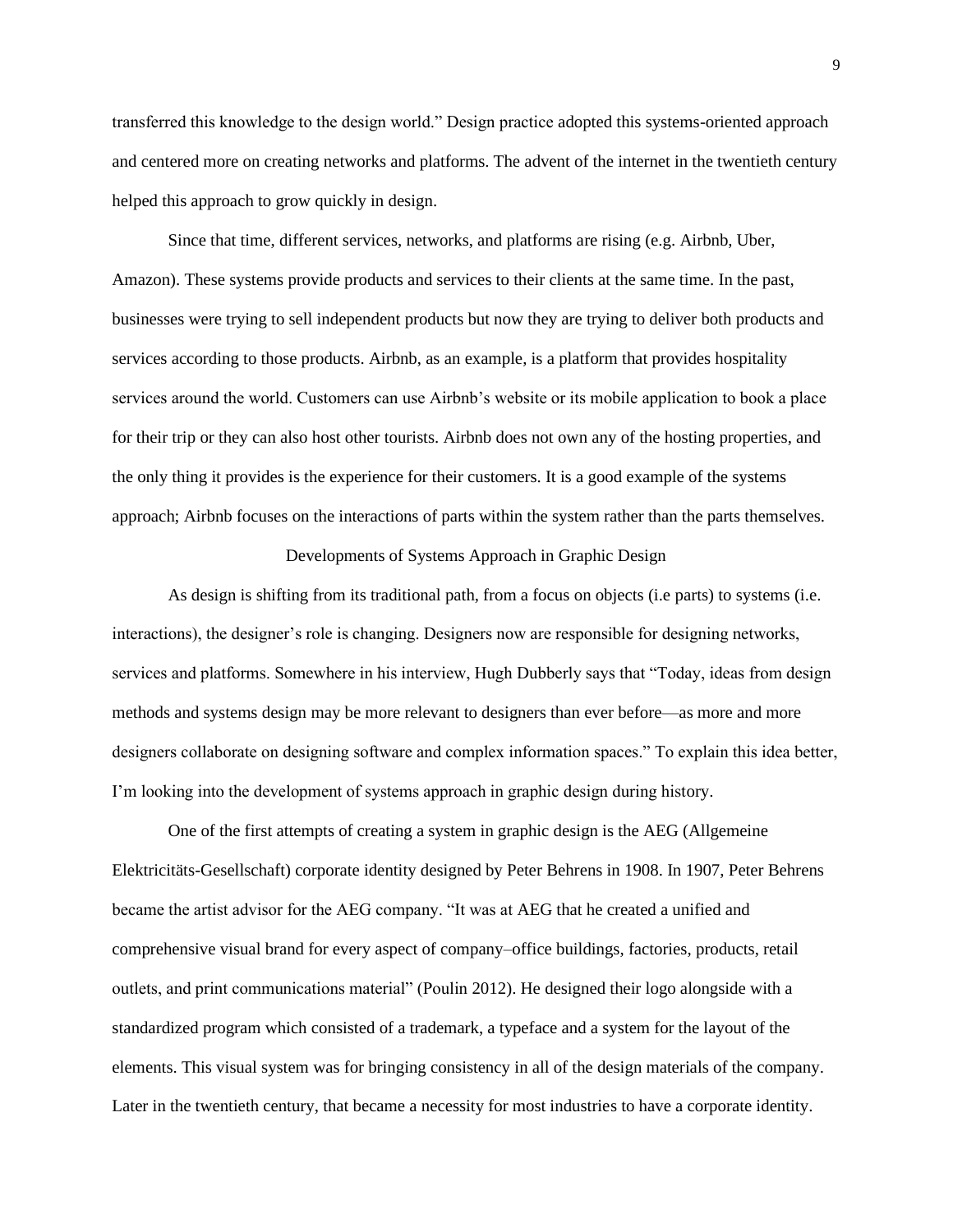transferred this knowledge to the design world." Design practice adopted this systems-oriented approach and centered more on creating networks and platforms. The advent of the internet in the twentieth century helped this approach to grow quickly in design.

Since that time, different services, networks, and platforms are rising (e.g. Airbnb, Uber, Amazon). These systems provide products and services to their clients at the same time. In the past, businesses were trying to sell independent products but now they are trying to deliver both products and services according to those products. Airbnb, as an example, is a platform that provides hospitality services around the world. Customers can use Airbnb's website or its mobile application to book a place for their trip or they can also host other tourists. Airbnb does not own any of the hosting properties, and the only thing it provides is the experience for their customers. It is a good example of the systems approach; Airbnb focuses on the interactions of parts within the system rather than the parts themselves.

## Developments of Systems Approach in Graphic Design

As design is shifting from its traditional path, from a focus on objects (i.e parts) to systems (i.e. interactions), the designer's role is changing. Designers now are responsible for designing networks, services and platforms. Somewhere in his interview, Hugh Dubberly says that "Today, ideas from design methods and systems design may be more relevant to designers than ever before—as more and more designers collaborate on designing software and complex information spaces." To explain this idea better, I'm looking into the development of systems approach in graphic design during history.

One of the first attempts of creating a system in graphic design is the AEG (Allgemeine Elektricitäts-Gesellschaft) corporate identity designed by Peter Behrens in 1908. In 1907, Peter Behrens became the artist advisor for the AEG company. "It was at AEG that he created a unified and comprehensive visual brand for every aspect of company–office buildings, factories, products, retail outlets, and print communications material" (Poulin 2012). He designed their logo alongside with a standardized program which consisted of a trademark, a typeface and a system for the layout of the elements. This visual system was for bringing consistency in all of the design materials of the company. Later in the twentieth century, that became a necessity for most industries to have a corporate identity.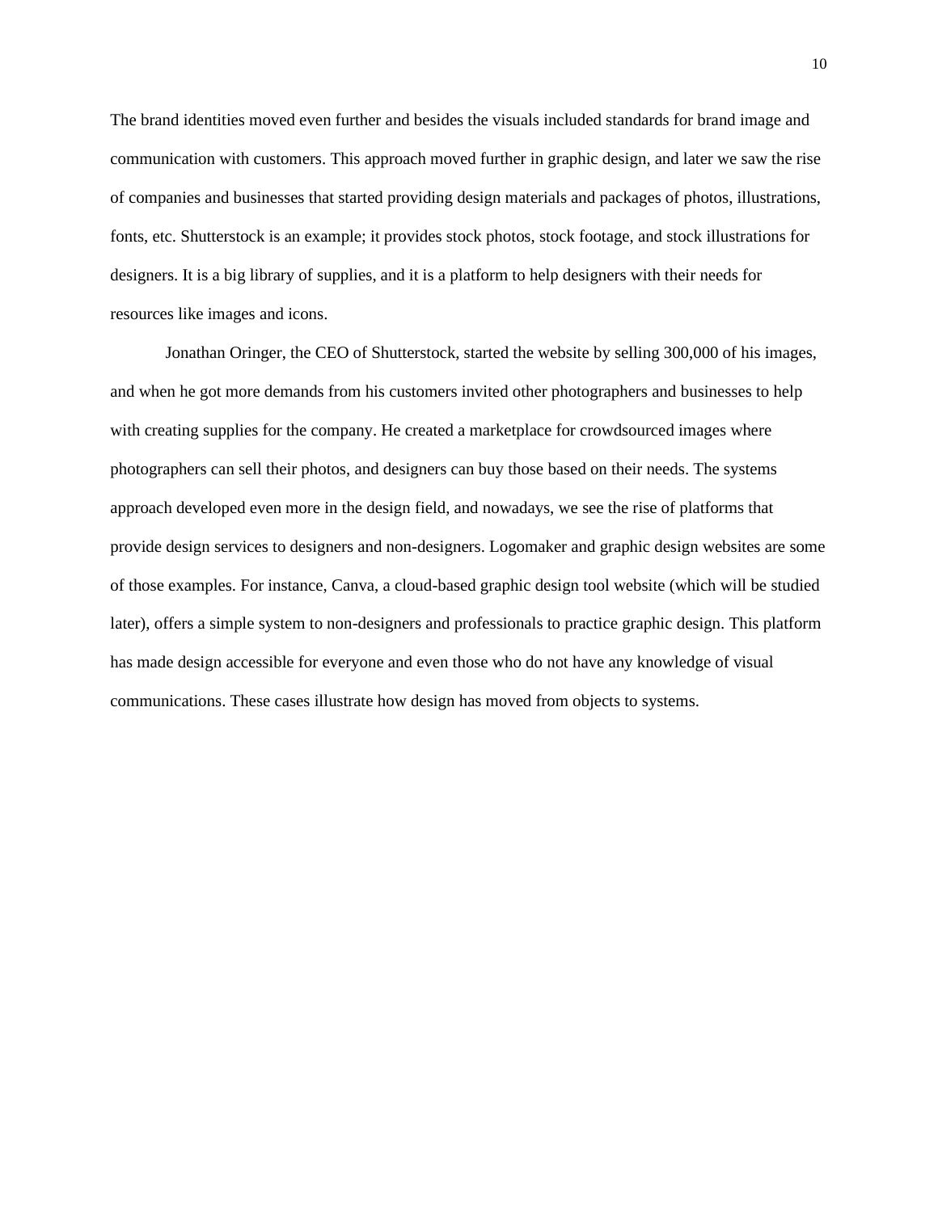The brand identities moved even further and besides the visuals included standards for brand image and communication with customers. This approach moved further in graphic design, and later we saw the rise of companies and businesses that started providing design materials and packages of photos, illustrations, fonts, etc. Shutterstock is an example; it provides stock photos, stock footage, and stock illustrations for designers. It is a big library of supplies, and it is a platform to help designers with their needs for resources like images and icons.

Jonathan Oringer, the CEO of Shutterstock, started the website by selling 300,000 of his images, and when he got more demands from his customers invited other photographers and businesses to help with creating supplies for the company. He created a marketplace for crowdsourced images where photographers can sell their photos, and designers can buy those based on their needs. The systems approach developed even more in the design field, and nowadays, we see the rise of platforms that provide design services to designers and non-designers. Logomaker and graphic design websites are some of those examples. For instance, Canva, a cloud-based graphic design tool website (which will be studied later), offers a simple system to non-designers and professionals to practice graphic design. This platform has made design accessible for everyone and even those who do not have any knowledge of visual communications. These cases illustrate how design has moved from objects to systems.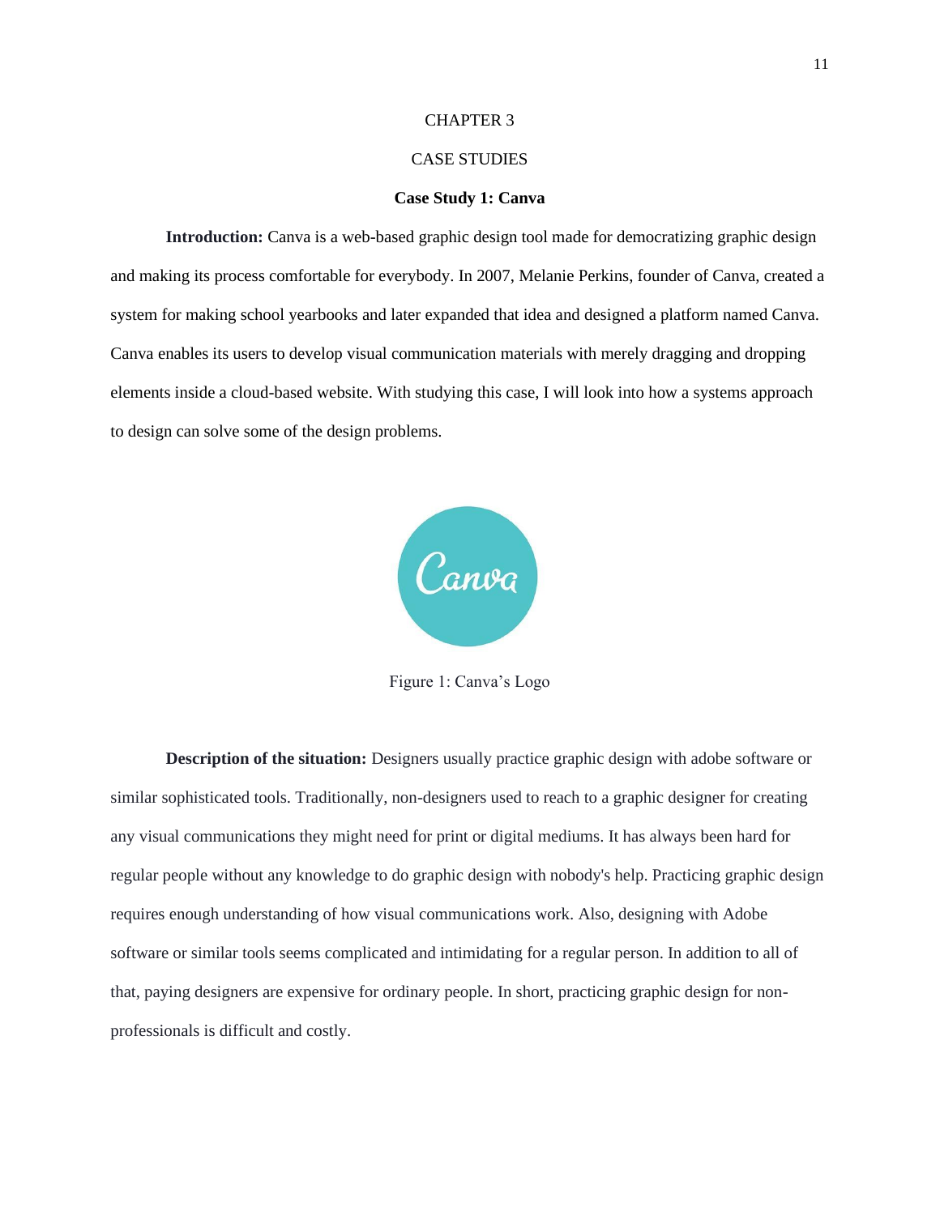# CHAPTER 3

# CASE STUDIES

## Case Study 1: Canva

**Introduction:** Canva is a web-based graphic design tool made for democratizing graphic design and making its process comfortable for everybody. In 2007, Melanie Perkins, founder of Canva, created a system for making school yearbooks and later expanded that idea and designed a platform named Canva. Canva enables its users to develop visual communication materials with merely dragging and dropping elements inside a cloud-based website. With studying this case, I will look into how a systems approach to design can solve some of the design problems.

Figure 1: Canva's Logo

**Description of the situation:** Designers usually practice graphic design with adobe software or similar sophisticated tools. Traditionally, non-designers used to reach to a graphic designer for creating any visual communications they might need for print or digital mediums. It has always been hard for regular people without any knowledge to do graphic design with nobody's help. Practicing graphic design requires enough understanding of how visual communications work. Also, designing with Adobe software or similar tools seems complicated and intimidating for a regular person. In addition to all of that, paying designers are expensive for ordinary people. In short, practicing graphic design for non-professionals is difficult and costly.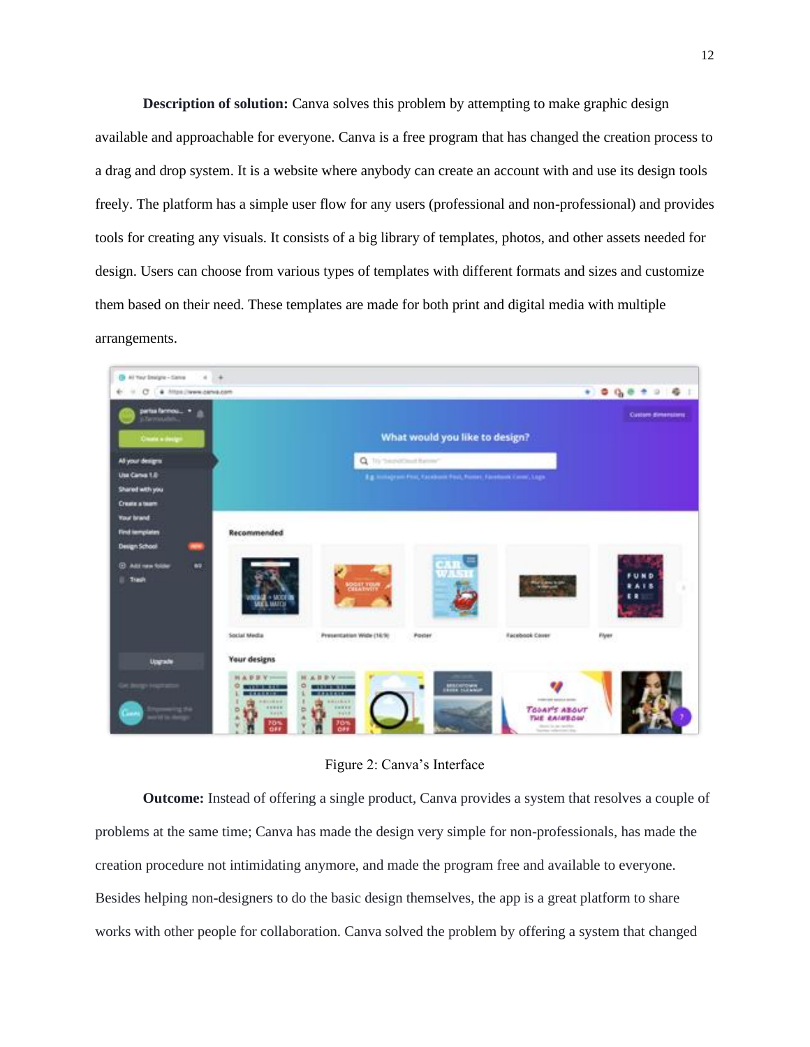**Description of solution:** Canva solves this problem by attempting to make graphic design available and approachable for everyone. Canva is a free program that has changed the creation process to a drag and drop system. It is a website where anybody can create an account with and use its design tools freely. The platform has a simple user flow for any users (professional and non-professional) and provides tools for creating any visuals. It consists of a big library of templates, photos, and other assets needed for design. Users can choose from various types of templates with different formats and sizes and customize them based on their need. These templates are made for both print and digital media with multiple arrangements.

Figure 2: Canva's Interface

**Outcome:** Instead of offering a single product, Canva provides a system that resolves a couple of problems at the same time; Canva has made the design very simple for non-professionals, has made the creation procedure not intimidating anymore, and made the program free and available to everyone. Besides helping non-designers to do the basic design themselves, the app is a great platform to share works with other people for collaboration. Canva solved the problem by offering a system that changed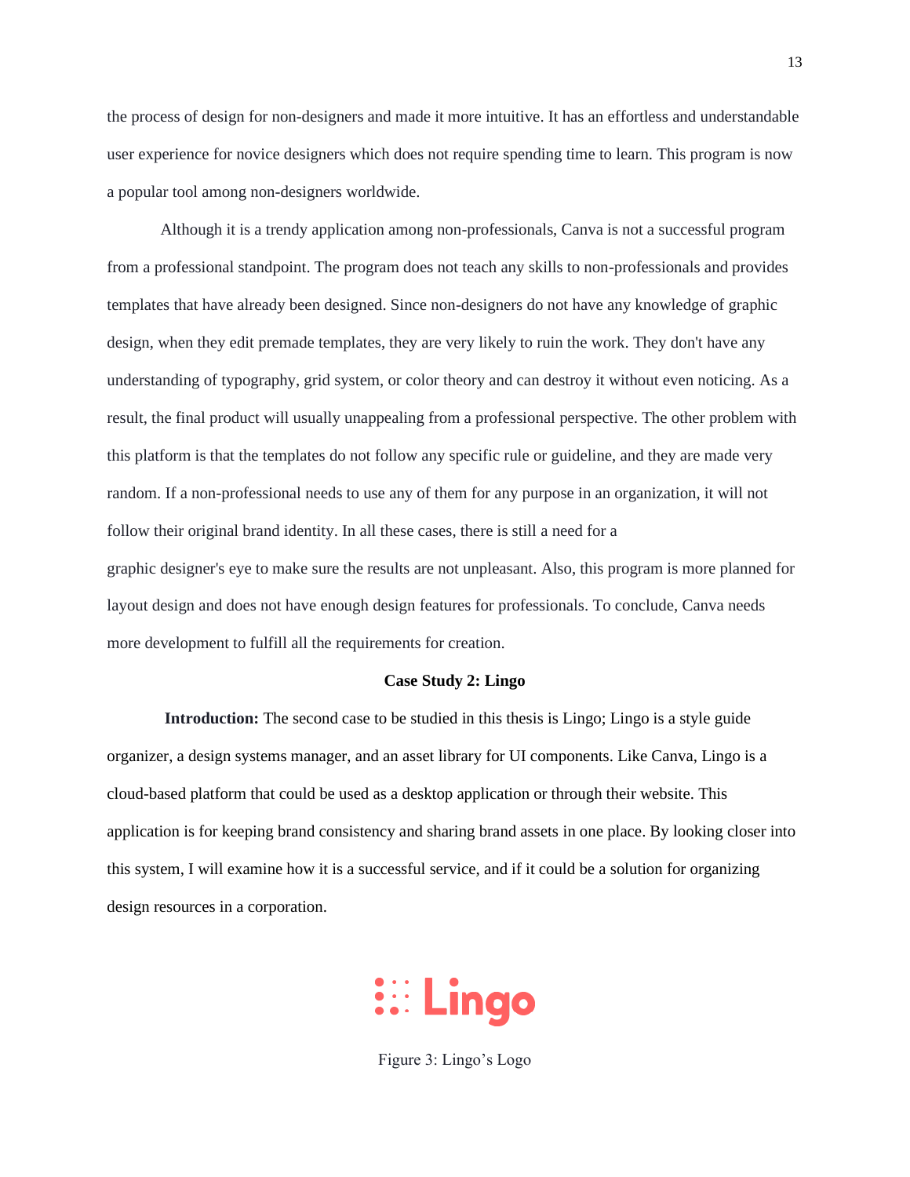the process of design for non-designers and made it more intuitive. It has an effortless and understandable user experience for novice designers which does not require spending time to learn. This program is now a popular tool among non-designers worldwide.

Although it is a trendy application among non-professionals, Canva is not a successful program from a professional standpoint. The program does not teach any skills to non-professionals and provides templates that have already been designed. Since non-designers do not have any knowledge of graphic design, when they edit premade templates, they are very likely to ruin the work. They don't have any understanding of typography, grid system, or color theory and can destroy it without even noticing. As a result, the final product will usually unappealing from a professional perspective. The other problem with this platform is that the templates do not follow any specific rule or guideline, and they are made very random. If a non-professional needs to use any of them for any purpose in an organization, it will not follow their original brand identity. In all these cases, there is still a need for a graphic designer's eye to make sure the results are not unpleasant. Also, this program is more planned for layout design and does not have enough design features for professionals. To conclude, Canva needs more development to fulfill all the requirements for creation.

**Case Study 2: Lingo**

**Introduction:** The second case to be studied in this thesis is Lingo; Lingo is a style guide organizer, a design systems manager, and an asset library for UI components. Like Canva, Lingo is a cloud-based platform that could be used as a desktop application or through their website. This application is for keeping brand consistency and sharing brand assets in one place. By looking closer into this system, I will examine how it is a successful service, and if it could be a solution for organizing design resources in a corporation.

Figure 3: Lingo's Logo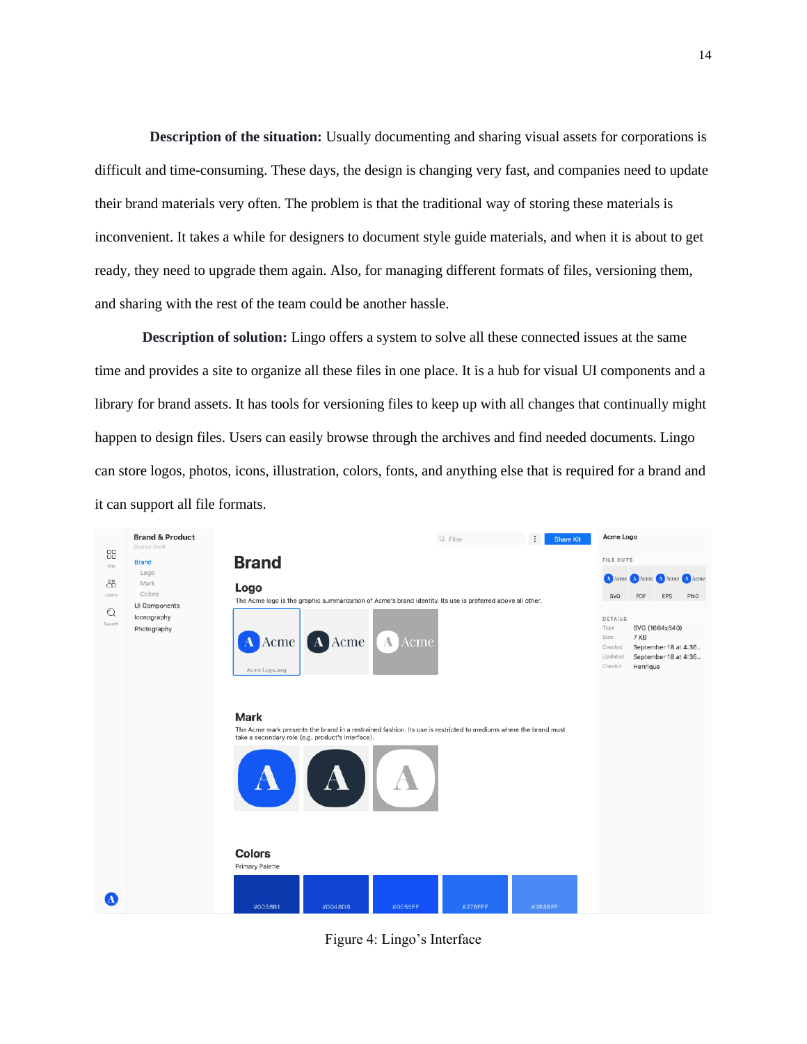**Description of the situation:** Usually documenting and sharing visual assets for corporations is difficult and time-consuming. These days, the design is changing very fast, and companies need to update their brand materials very often. The problem is that the traditional way of storing these materials is inconvenient. It takes a while for designers to document style guide materials, and when it is about to get ready, they need to upgrade them again. Also, for managing different formats of files, versioning them, and sharing with the rest of the team could be another hassle.

**Description of solution:** Lingo offers a system to solve all these connected issues at the same time and provides a site to organize all these files in one place. It is a hub for visual UI components and a library for brand assets. It has tools for versioning files to keep up with all changes that continually might happen to design files. Users can easily browse through the archives and find needed documents. Lingo can store logos, photos, icons, illustration, colors, fonts, and anything else that is required for a brand and it can support all file formats.

Figure 4: Lingo's Interface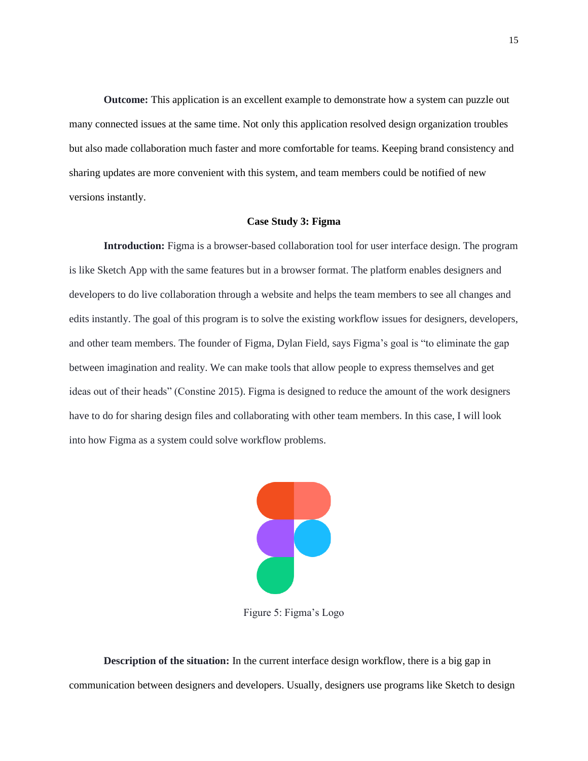**Outcome:** This application is an excellent example to demonstrate how a system can puzzle out many connected issues at the same time. Not only this application resolved design organization troubles but also made collaboration much faster and more comfortable for teams. Keeping brand consistency and sharing updates are more convenient with this system, and team members could be notified of new versions instantly.

**Case Study 3: Figma**

**Introduction:** Figma is a browser-based collaboration tool for user interface design. The program is like Sketch App with the same features but in a browser format. The platform enables designers and developers to do live collaboration through a website and helps the team members to see all changes and edits instantly. The goal of this program is to solve the existing workflow issues for designers, developers, and other team members. The founder of Figma, Dylan Field, says Figma's goal is "to eliminate the gap between imagination and reality. We can make tools that allow people to express themselves and get ideas out of their heads" (Constine 2015). Figma is designed to reduce the amount of the work designers have to do for sharing design files and collaborating with other team members. In this case, I will look into how Figma as a system could solve workflow problems.

Figure 5: Figma's Logo

**Description of the situation:** In the current interface design workflow, there is a big gap in communication between designers and developers. Usually, designers use programs like Sketch to design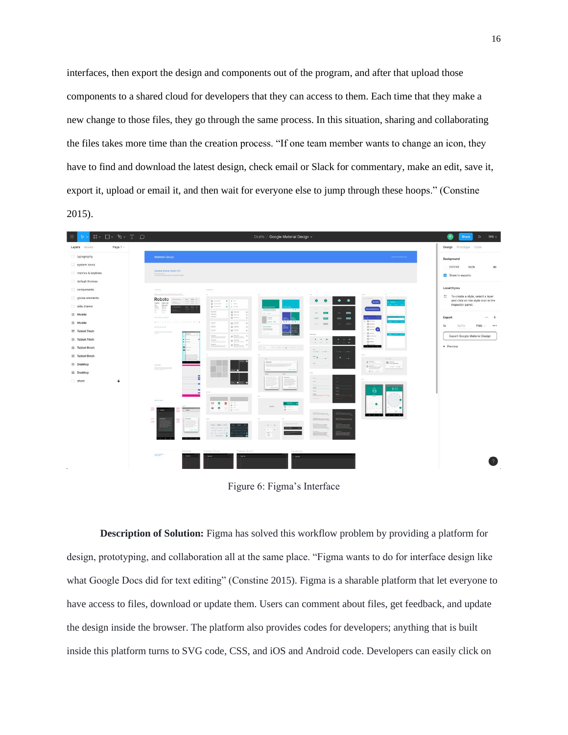interfaces, then export the design and components out of the program, and after that upload those components to a shared cloud for developers that they can access to them. Each time that they make a new change to those files, they go through the same process. In this situation, sharing and collaborating the files takes more time than the creation process. “If one team member wants to change an icon, they have to find and download the latest design, check email or Slack for commentary, make an edit, save it, export it, upload or email it, and then wait for everyone else to jump through these hoops.” (Constine 2015).

Figure 6: Figma’s Interface

**Description of Solution:** Figma has solved this workflow problem by providing a platform for design, prototyping, and collaboration all at the same place. “Figma wants to do for interface design like what Google Docs did for text editing” (Constine 2015). Figma is a sharable platform that let everyone to have access to files, download or update them. Users can comment about files, get feedback, and update the design inside the browser. The platform also provides codes for developers; anything that is built inside this platform turns to SVG code, CSS, and iOS and Android code. Developers can easily click on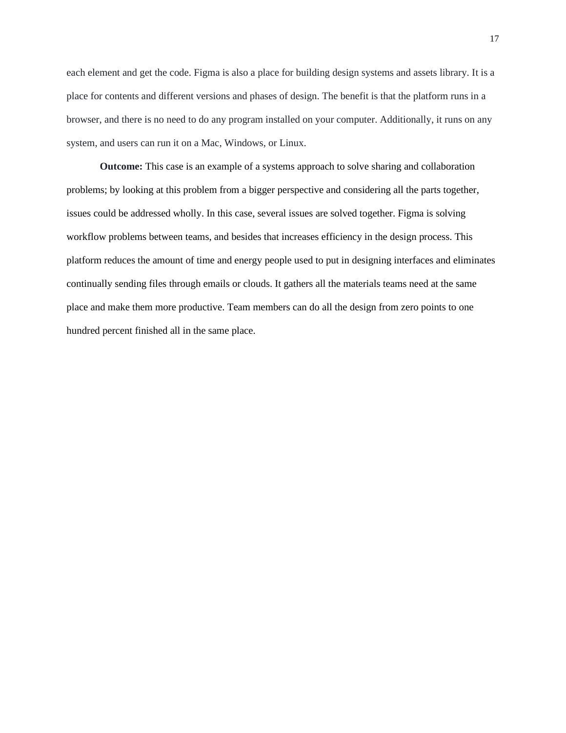each element and get the code. Figma is also a place for building design systems and assets library. It is a place for contents and different versions and phases of design. The benefit is that the platform runs in a browser, and there is no need to do any program installed on your computer. Additionally, it runs on any system, and users can run it on a Mac, Windows, or Linux.

**Outcome:** This case is an example of a systems approach to solve sharing and collaboration problems; by looking at this problem from a bigger perspective and considering all the parts together, issues could be addressed wholly. In this case, several issues are solved together. Figma is solving workflow problems between teams, and besides that increases efficiency in the design process. This platform reduces the amount of time and energy people used to put in designing interfaces and eliminates continually sending files through emails or clouds. It gathers all the materials teams need at the same place and make them more productive. Team members can do all the design from zero points to one hundred percent finished all in the same place.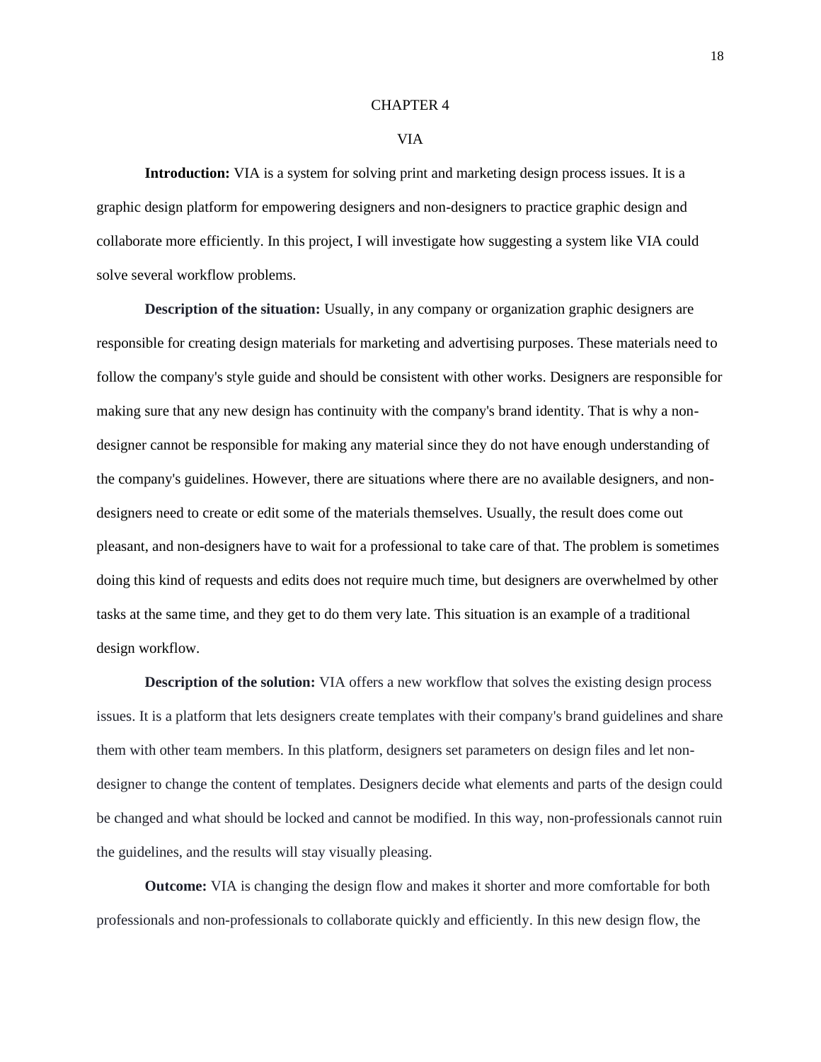# CHAPTER 4

## VIA

**Introduction:** VIA is a system for solving print and marketing design process issues. It is a graphic design platform for empowering designers and non-designers to practice graphic design and collaborate more efficiently. In this project, I will investigate how suggesting a system like VIA could solve several workflow problems.

**Description of the situation:** Usually, in any company or organization graphic designers are responsible for creating design materials for marketing and advertising purposes. These materials need to follow the company's style guide and should be consistent with other works. Designers are responsible for making sure that any new design has continuity with the company's brand identity. That is why a non-designer cannot be responsible for making any material since they do not have enough understanding of the company's guidelines. However, there are situations where there are no available designers, and non-designers need to create or edit some of the materials themselves. Usually, the result does come out pleasant, and non-designers have to wait for a professional to take care of that. The problem is sometimes doing this kind of requests and edits does not require much time, but designers are overwhelmed by other tasks at the same time, and they get to do them very late. This situation is an example of a traditional design workflow.

**Description of the solution:** VIA offers a new workflow that solves the existing design process issues. It is a platform that lets designers create templates with their company's brand guidelines and share them with other team members. In this platform, designers set parameters on design files and let non-designer to change the content of templates. Designers decide what elements and parts of the design could be changed and what should be locked and cannot be modified. In this way, non-professionals cannot ruin the guidelines, and the results will stay visually pleasing.

**Outcome:** VIA is changing the design flow and makes it shorter and more comfortable for both professionals and non-professionals to collaborate quickly and efficiently. In this new design flow, the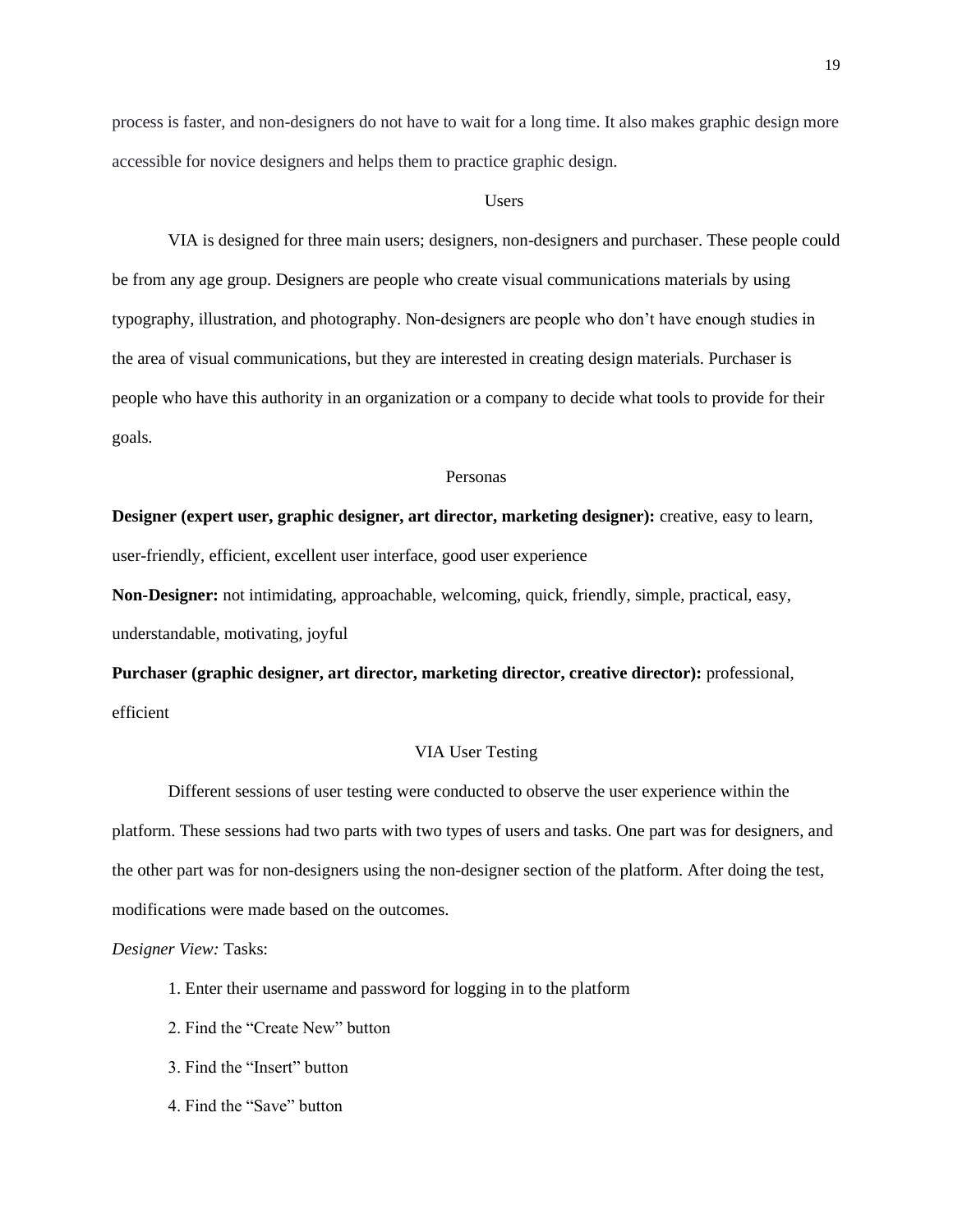process is faster, and non-designers do not have to wait for a long time. It also makes graphic design more accessible for novice designers and helps them to practice graphic design.

## Users

VIA is designed for three main users; designers, non-designers and purchaser. These people could be from any age group. Designers are people who create visual communications materials by using typography, illustration, and photography. Non-designers are people who don't have enough studies in the area of visual communications, but they are interested in creating design materials. Purchaser is people who have this authority in an organization or a company to decide what tools to provide for their goals.

## Personas

**Designer (expert user, graphic designer, art director, marketing designer):** creative, easy to learn, user-friendly, efficient, excellent user interface, good user experience

**Non-Designer:** not intimidating, approachable, welcoming, quick, friendly, simple, practical, easy, understandable, motivating, joyful

**Purchaser (graphic designer, art director, marketing director, creative director):** professional, efficient

## VIA User Testing

Different sessions of user testing were conducted to observe the user experience within the platform. These sessions had two parts with two types of users and tasks. One part was for designers, and the other part was for non-designers using the non-designer section of the platform. After doing the test, modifications were made based on the outcomes.

*Designer View:* Tasks:

1. Enter their username and password for logging in to the platform
2. Find the "Create New" button
3. Find the "Insert" button
4. Find the "Save" button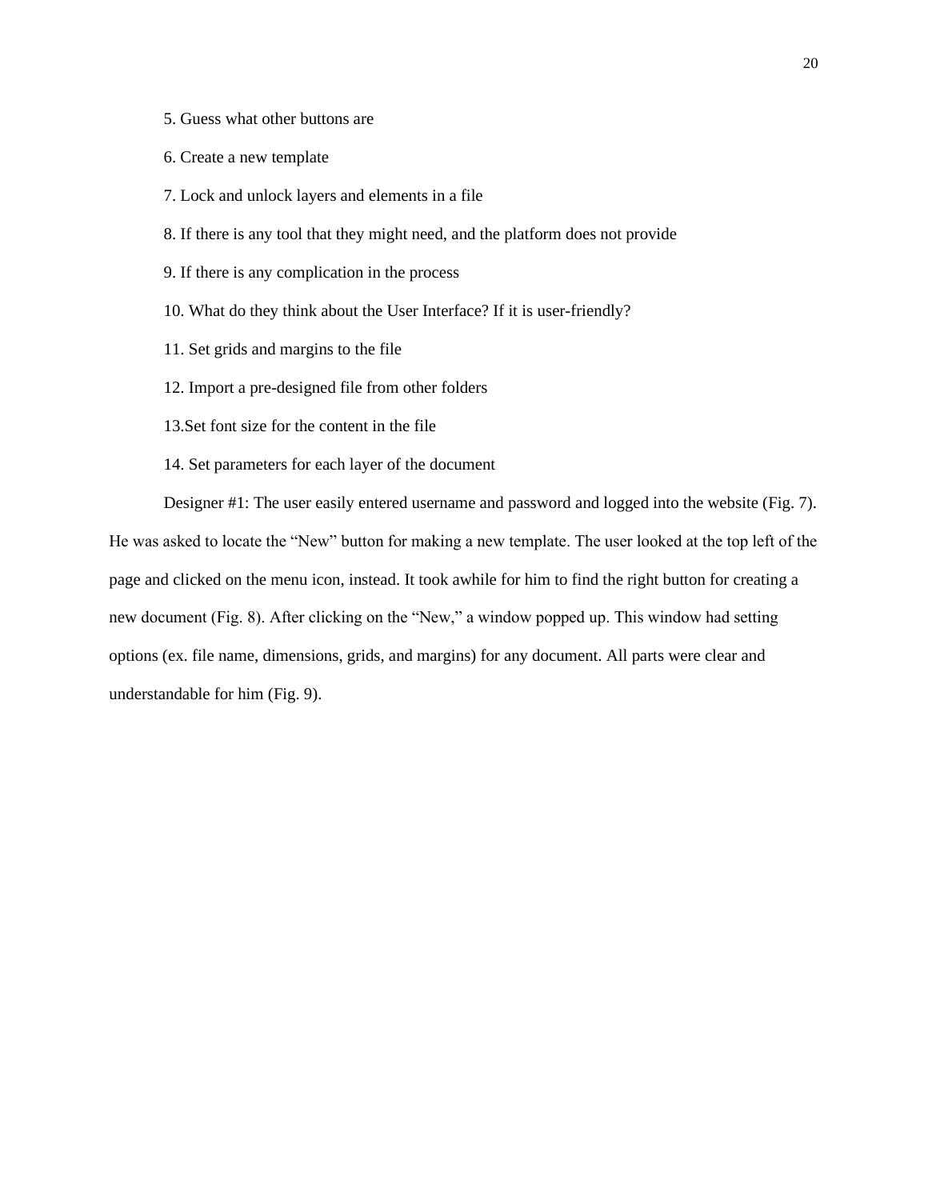5. Guess what other buttons are

6. Create a new template

7. Lock and unlock layers and elements in a file

8. If there is any tool that they might need, and the platform does not provide

9. If there is any complication in the process

10. What do they think about the User Interface? If it is user-friendly?

11. Set grids and margins to the file

12. Import a pre-designed file from other folders

13.Set font size for the content in the file

14. Set parameters for each layer of the document

Designer #1: The user easily entered username and password and logged into the website (Fig. 7). He was asked to locate the "New" button for making a new template. The user looked at the top left of the page and clicked on the menu icon, instead. It took awhile for him to find the right button for creating a new document (Fig. 8). After clicking on the "New," a window popped up. This window had setting options (ex. file name, dimensions, grids, and margins) for any document. All parts were clear and understandable for him (Fig. 9).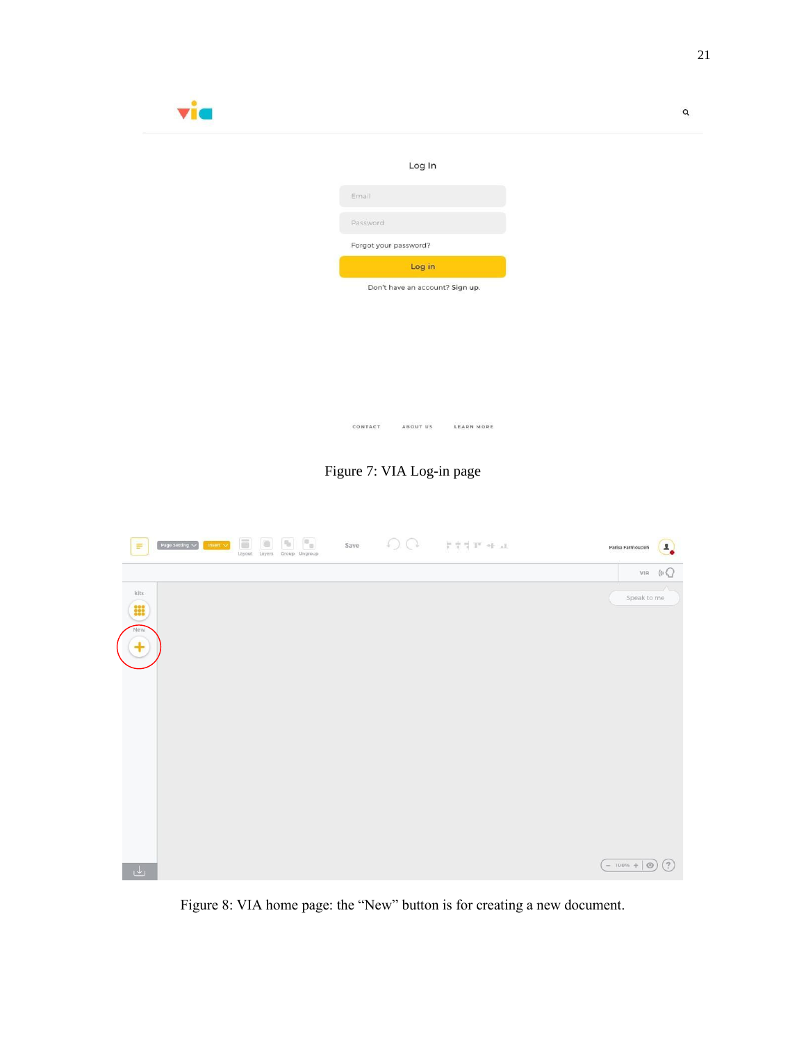Figure 7: VIA Log-in page

Figure 8: VIA home page: the “New” button is for creating a new document.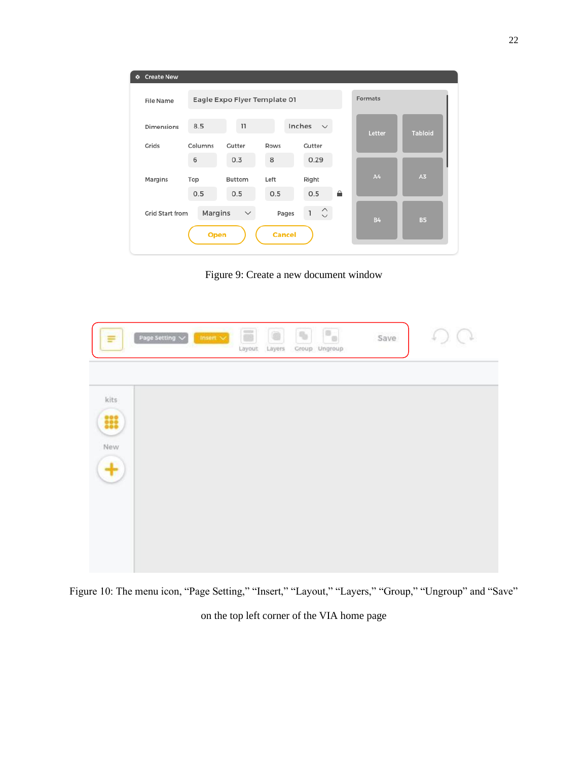Figure 9: Create a new document window

Figure 10: The menu icon, “Page Setting,” “Insert,” “Layout,” “Layers,” “Group,” “Ungroup” and “Save” on the top left corner of the VIA home page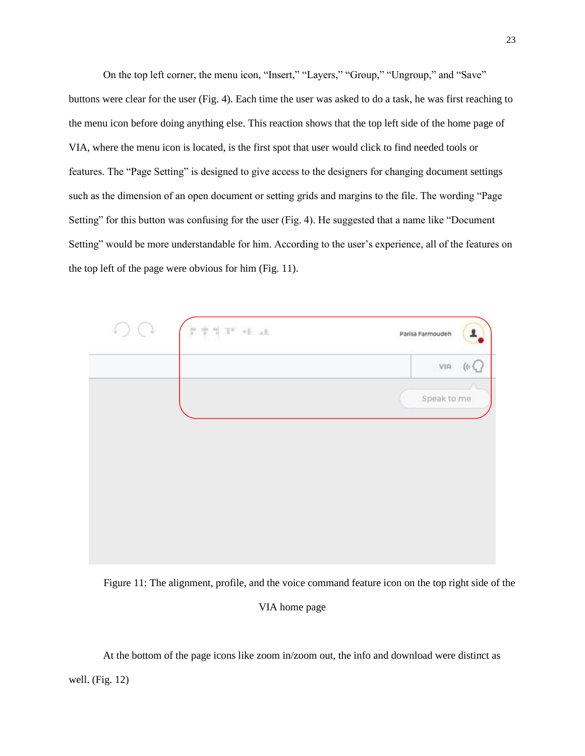On the top left corner, the menu icon, “Insert,” “Layers,” “Group,” “Ungroup,” and “Save” buttons were clear for the user (Fig. 4). Each time the user was asked to do a task, he was first reaching to the menu icon before doing anything else. This reaction shows that the top left side of the home page of VIA, where the menu icon is located, is the first spot that user would click to find needed tools or features. The “Page Setting” is designed to give access to the designers for changing document settings such as the dimension of an open document or setting grids and margins to the file. The wording “Page Setting” for this button was confusing for the user (Fig. 4). He suggested that a name like “Document Setting” would be more understandable for him. According to the user’s experience, all of the features on the top left of the page were obvious for him (Fig. 11).

Figure 11: The alignment, profile, and the voice command feature icon on the top right side of the VIA home page

At the bottom of the page icons like zoom in/zoom out, the info and download were distinct as well. (Fig. 12)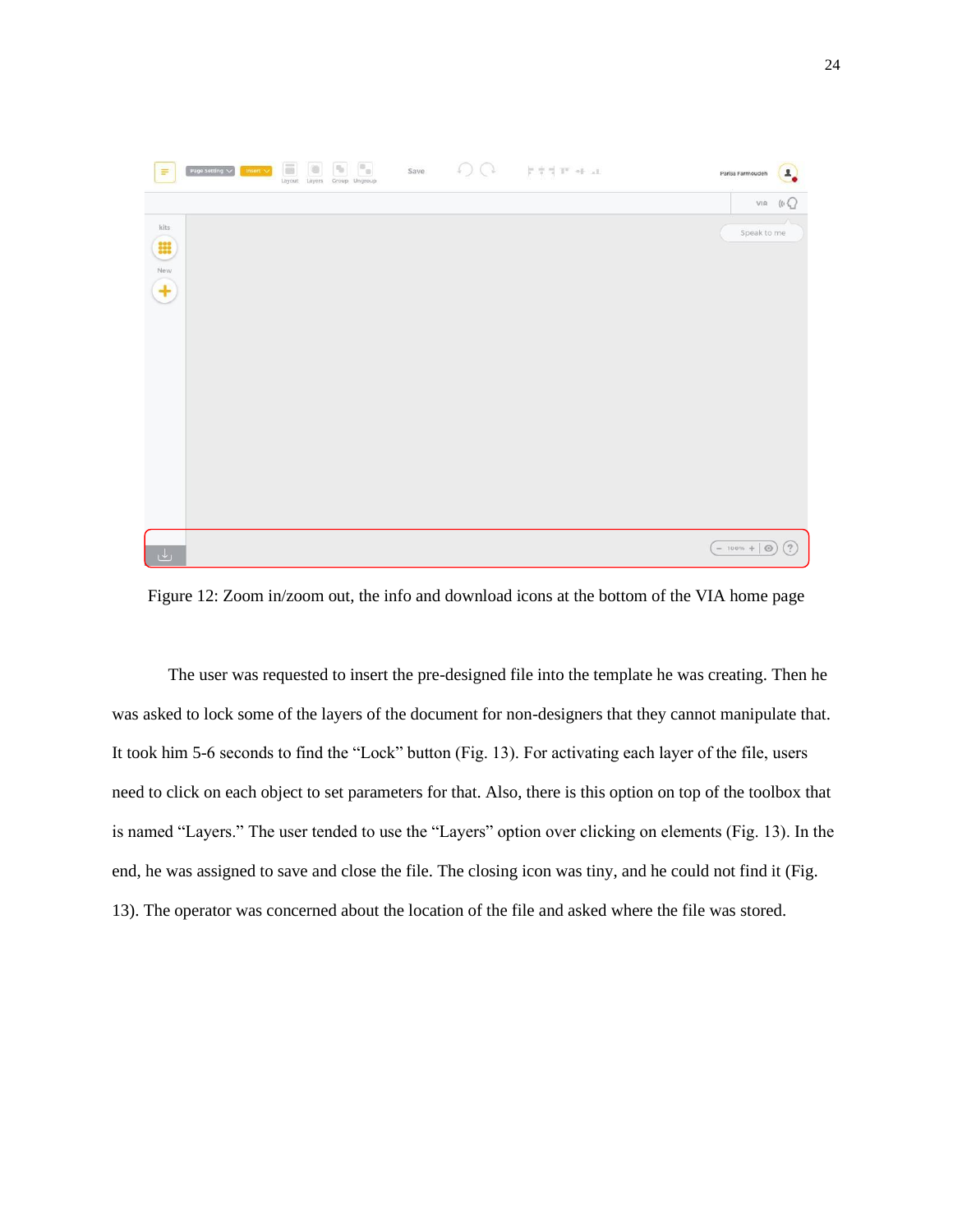Figure 12: Zoom in/zoom out, the info and download icons at the bottom of the VIA home page

The user was requested to insert the pre-designed file into the template he was creating. Then he was asked to lock some of the layers of the document for non-designers that they cannot manipulate that. It took him 5-6 seconds to find the “Lock” button (Fig. 13). For activating each layer of the file, users need to click on each object to set parameters for that. Also, there is this option on top of the toolbox that is named “Layers.” The user tended to use the “Layers” option over clicking on elements (Fig. 13). In the end, he was assigned to save and close the file. The closing icon was tiny, and he could not find it (Fig. 13). The operator was concerned about the location of the file and asked where the file was stored.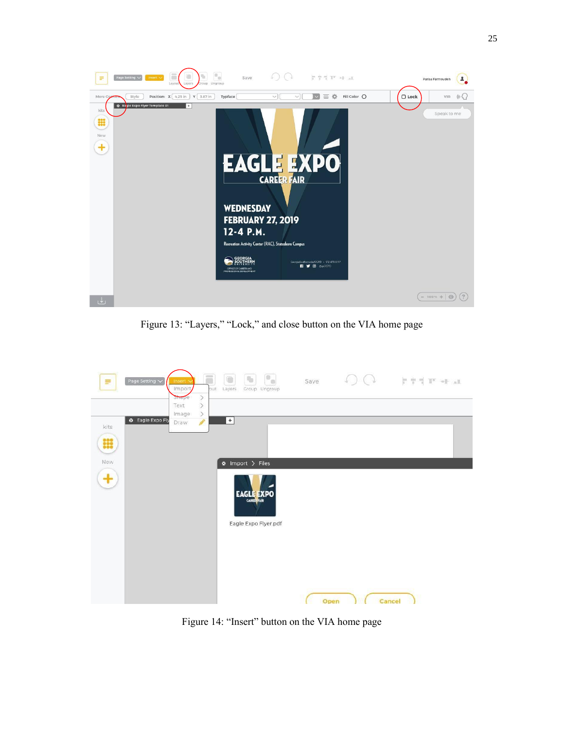Figure 13: “Layers,” “Lock,” and close button on the VIA home page

Figure 14: “Insert” button on the VIA home page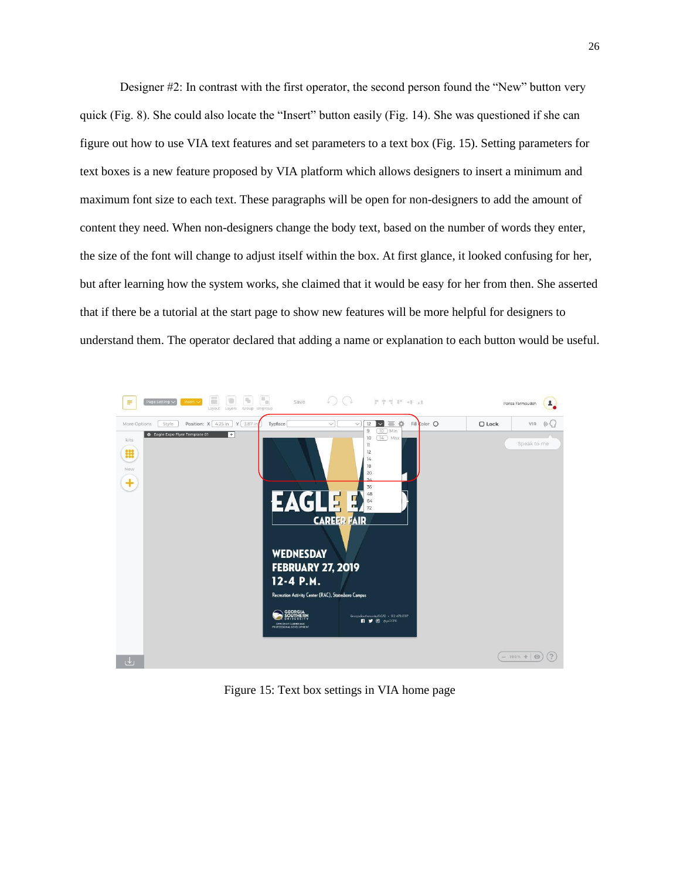Designer #2: In contrast with the first operator, the second person found the “New” button very quick (Fig. 8). She could also locate the “Insert” button easily (Fig. 14). She was questioned if she can figure out how to use VIA text features and set parameters to a text box (Fig. 15). Setting parameters for text boxes is a new feature proposed by VIA platform which allows designers to insert a minimum and maximum font size to each text. These paragraphs will be open for non-designers to add the amount of content they need. When non-designers change the body text, based on the number of words they enter, the size of the font will change to adjust itself within the box. At first glance, it looked confusing for her, but after learning how the system works, she claimed that it would be easy for her from then. She asserted that if there be a tutorial at the start page to show new features will be more helpful for designers to understand them. The operator declared that adding a name or explanation to each button would be useful.

Figure 15: Text box settings in VIA home page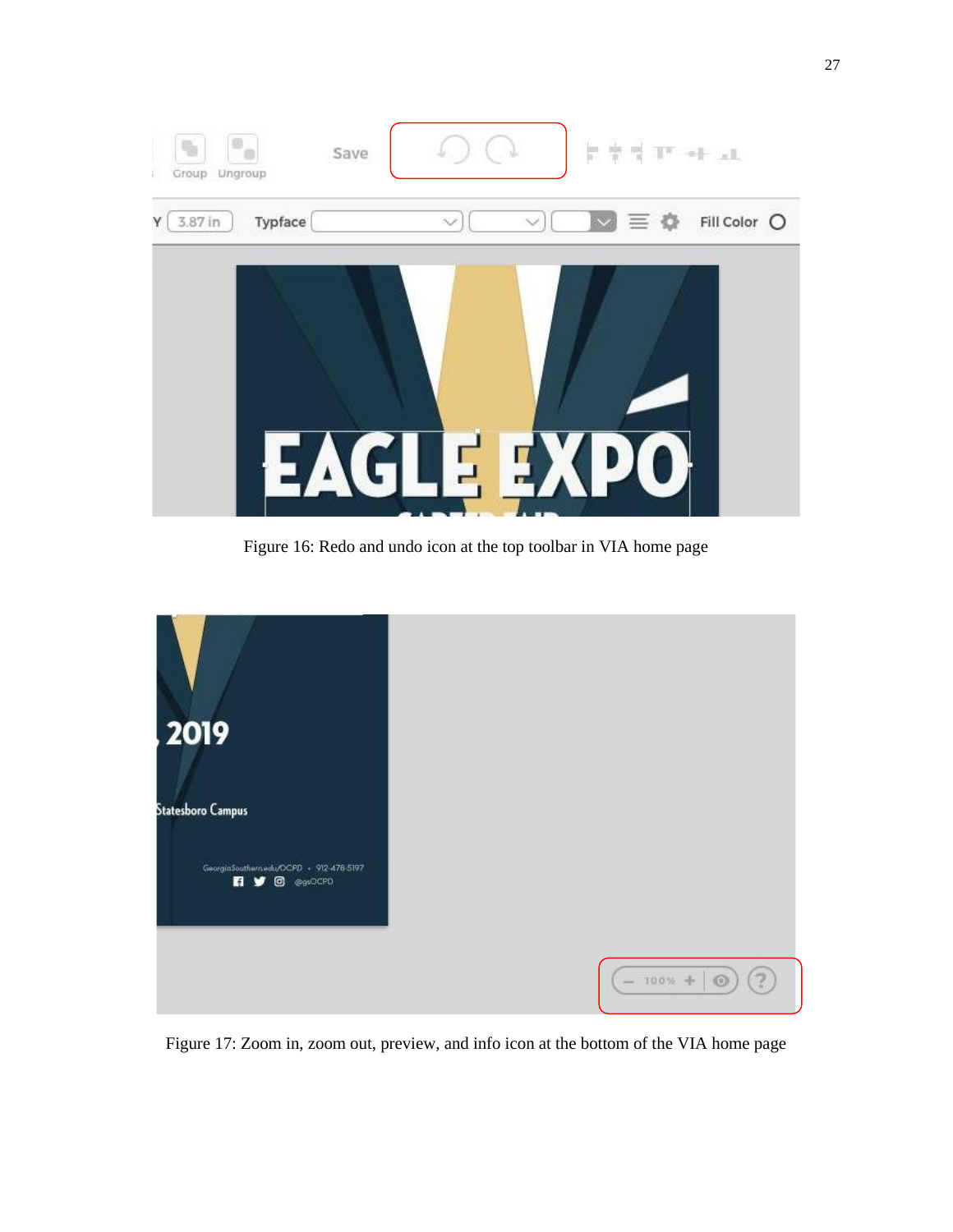Figure 16: Redo and undo icon at the top toolbar in VIA home page

Figure 17: Zoom in, zoom out, preview, and info icon at the bottom of the VIA home page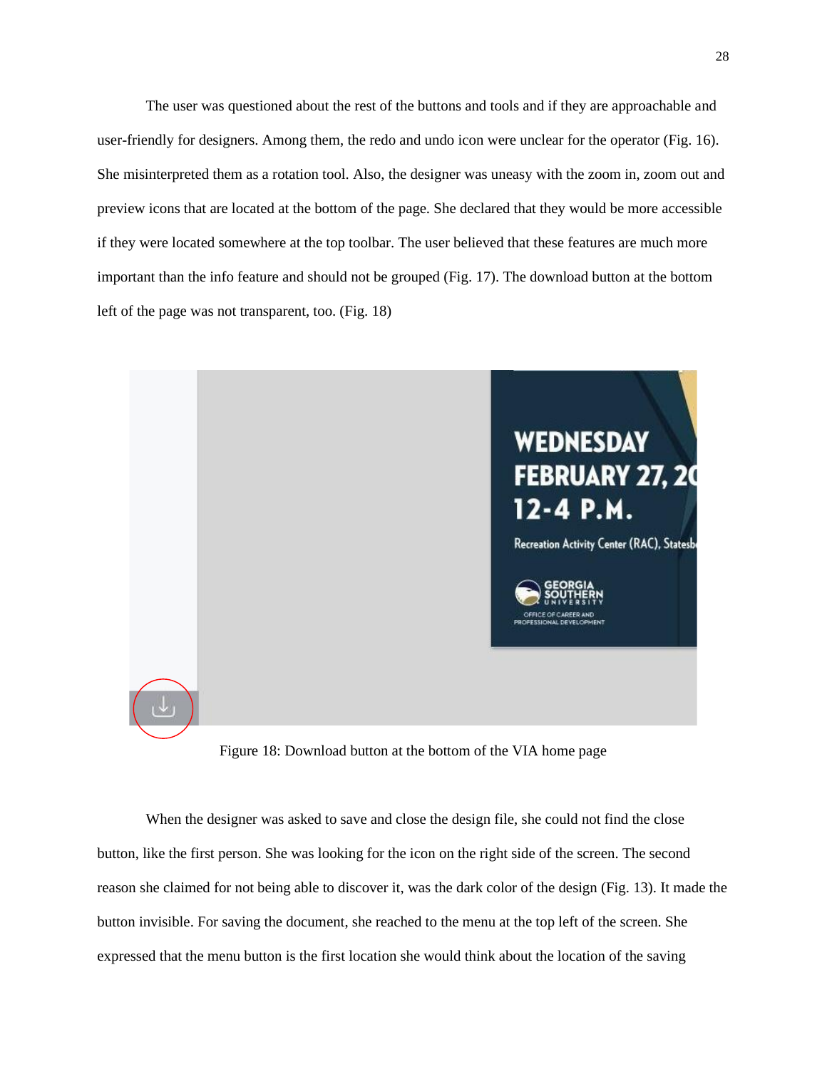The user was questioned about the rest of the buttons and tools and if they are approachable and user-friendly for designers. Among them, the redo and undo icon were unclear for the operator (Fig. 16). She misinterpreted them as a rotation tool. Also, the designer was uneasy with the zoom in, zoom out and preview icons that are located at the bottom of the page. She declared that they would be more accessible if they were located somewhere at the top toolbar. The user believed that these features are much more important than the info feature and should not be grouped (Fig. 17). The download button at the bottom left of the page was not transparent, too. (Fig. 18)

Figure 18: Download button at the bottom of the VIA home page

When the designer was asked to save and close the design file, she could not find the close button, like the first person. She was looking for the icon on the right side of the screen. The second reason she claimed for not being able to discover it, was the dark color of the design (Fig. 13). It made the button invisible. For saving the document, she reached to the menu at the top left of the screen. She expressed that the menu button is the first location she would think about the location of the saving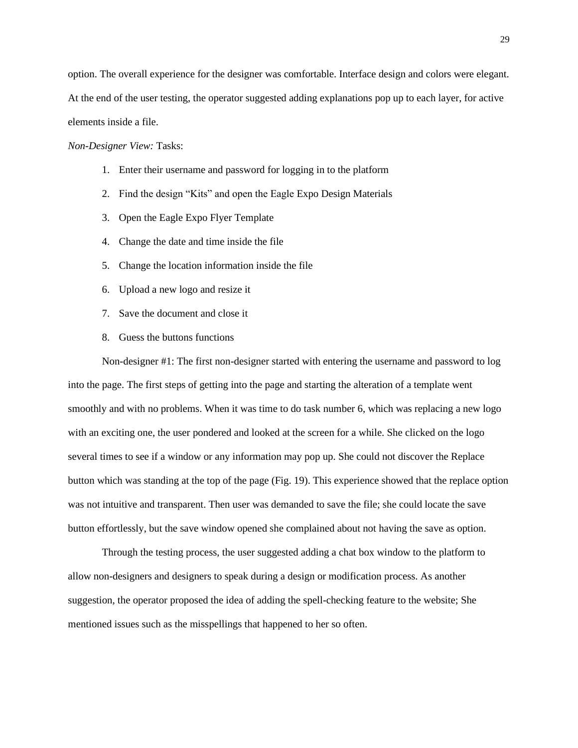option. The overall experience for the designer was comfortable. Interface design and colors were elegant. At the end of the user testing, the operator suggested adding explanations pop up to each layer, for active elements inside a file.

*Non-Designer View:* Tasks:

1. Enter their username and password for logging in to the platform
2. Find the design “Kits” and open the Eagle Expo Design Materials
3. Open the Eagle Expo Flyer Template
4. Change the date and time inside the file
5. Change the location information inside the file
6. Upload a new logo and resize it
7. Save the document and close it
8. Guess the buttons functions

Non-designer #1: The first non-designer started with entering the username and password to log into the page. The first steps of getting into the page and starting the alteration of a template went smoothly and with no problems. When it was time to do task number 6, which was replacing a new logo with an exciting one, the user pondered and looked at the screen for a while. She clicked on the logo several times to see if a window or any information may pop up. She could not discover the Replace button which was standing at the top of the page (Fig. 19). This experience showed that the replace option was not intuitive and transparent. Then user was demanded to save the file; she could locate the save button effortlessly, but the save window opened she complained about not having the save as option.

Through the testing process, the user suggested adding a chat box window to the platform to allow non-designers and designers to speak during a design or modification process. As another suggestion, the operator proposed the idea of adding the spell-checking feature to the website; She mentioned issues such as the misspellings that happened to her so often.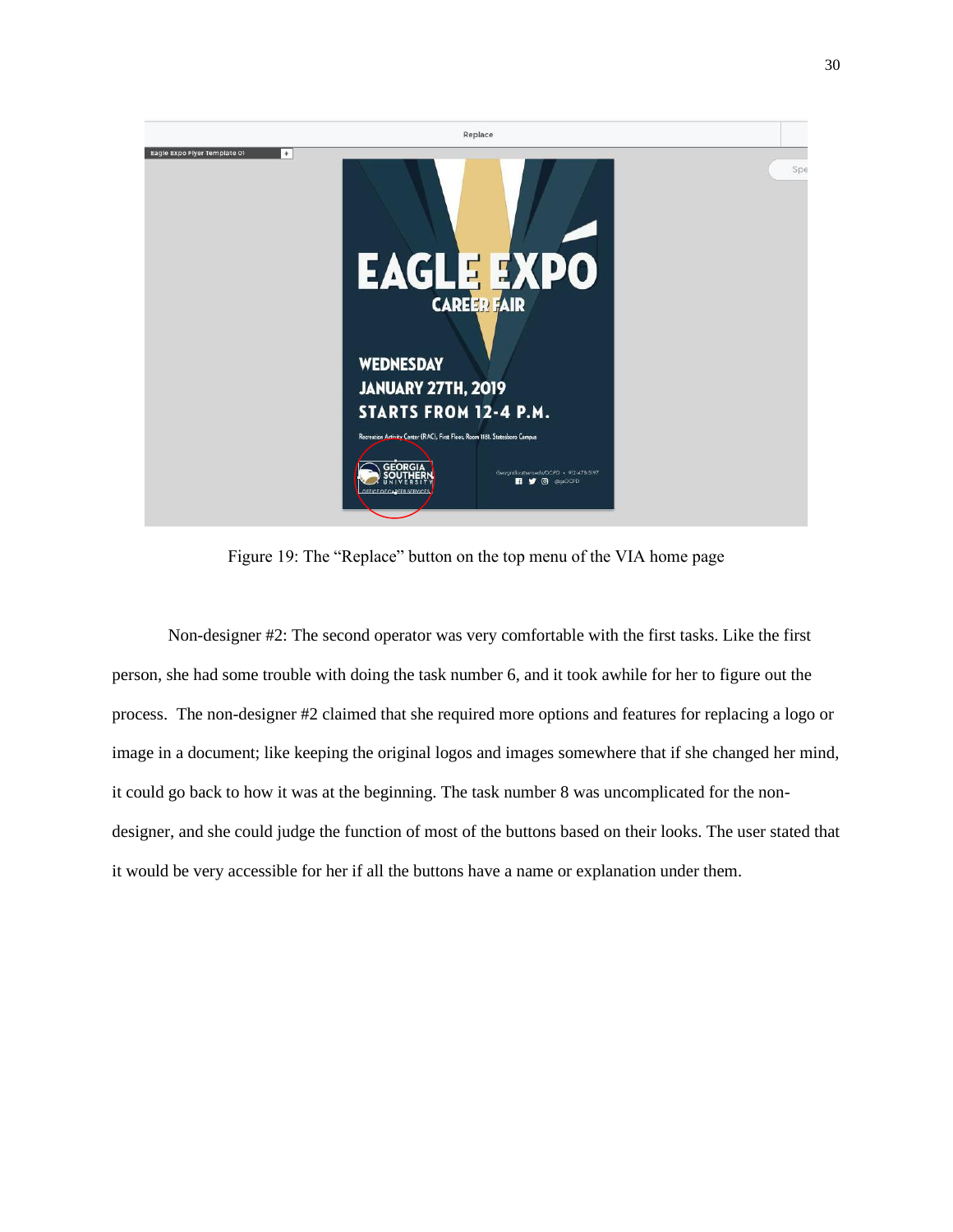Figure 19: The "Replace" button on the top menu of the VIA home page

Non-designer #2: The second operator was very comfortable with the first tasks. Like the first person, she had some trouble with doing the task number 6, and it took awhile for her to figure out the process. The non-designer #2 claimed that she required more options and features for replacing a logo or image in a document; like keeping the original logos and images somewhere that if she changed her mind, it could go back to how it was at the beginning. The task number 8 was uncomplicated for the non-designer, and she could judge the function of most of the buttons based on their looks. The user stated that it would be very accessible for her if all the buttons have a name or explanation under them.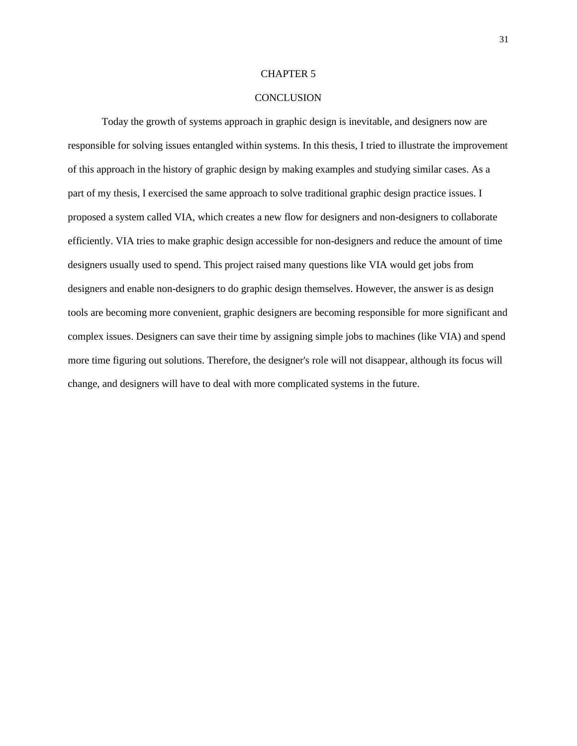# CHAPTER 5

# CONCLUSION

Today the growth of systems approach in graphic design is inevitable, and designers now are responsible for solving issues entangled within systems. In this thesis, I tried to illustrate the improvement of this approach in the history of graphic design by making examples and studying similar cases. As a part of my thesis, I exercised the same approach to solve traditional graphic design practice issues. I proposed a system called VIA, which creates a new flow for designers and non-designers to collaborate efficiently. VIA tries to make graphic design accessible for non-designers and reduce the amount of time designers usually used to spend. This project raised many questions like VIA would get jobs from designers and enable non-designers to do graphic design themselves. However, the answer is as design tools are becoming more convenient, graphic designers are becoming responsible for more significant and complex issues. Designers can save their time by assigning simple jobs to machines (like VIA) and spend more time figuring out solutions. Therefore, the designer's role will not disappear, although its focus will change, and designers will have to deal with more complicated systems in the future.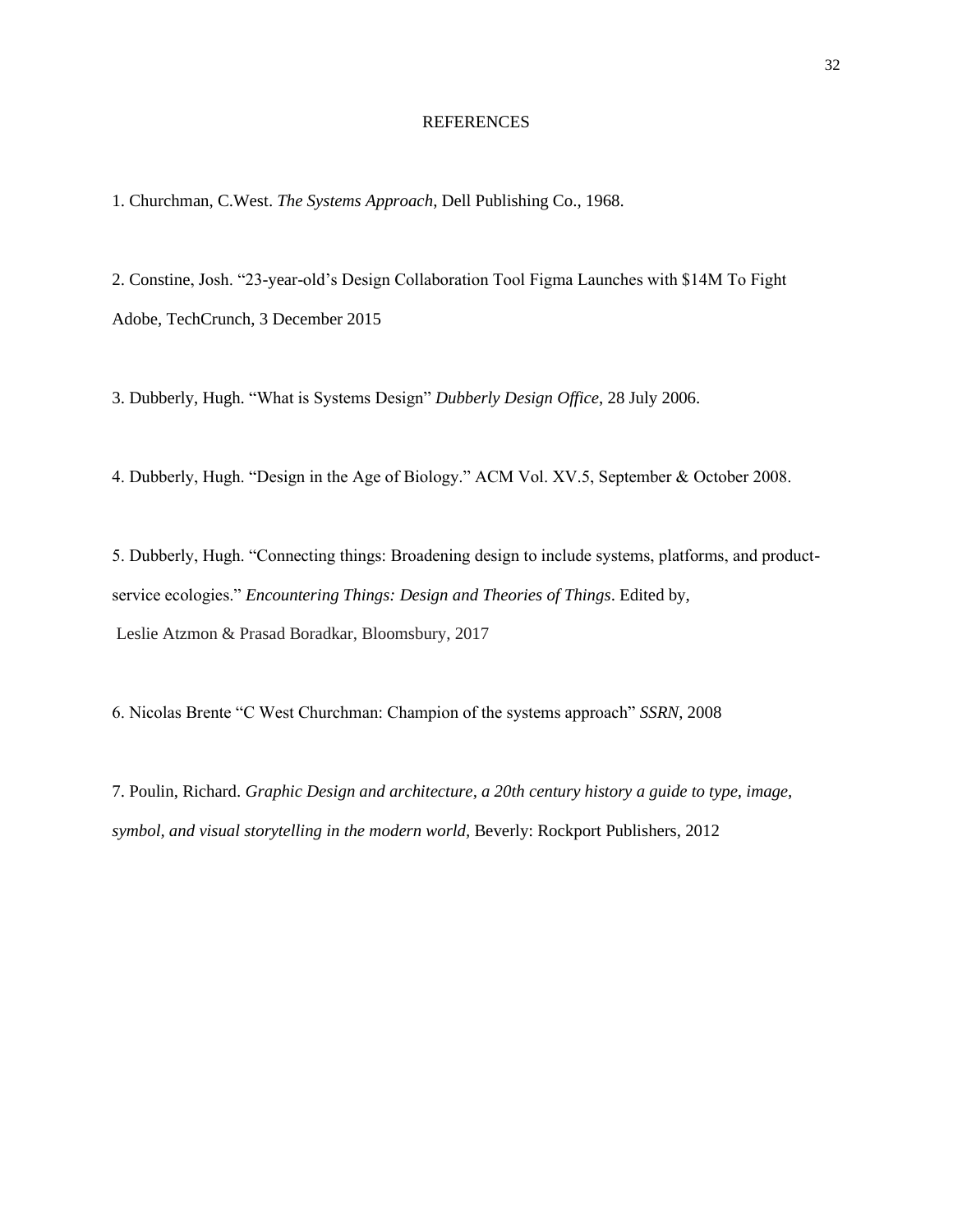# REFERENCES

1. Churchman, C.West. *The Systems Approach*, Dell Publishing Co., 1968.

2. Constine, Josh. "23-year-old's Design Collaboration Tool Figma Launches with $14M To Fight Adobe, TechCrunch, 3 December 2015

3. Dubberly, Hugh. "What is Systems Design" *Dubberly Design Office*, 28 July 2006.

4. Dubberly, Hugh. "Design in the Age of Biology." ACM Vol. XV.5, September & October 2008.

5. Dubberly, Hugh. "Connecting things: Broadening design to include systems, platforms, and product-service ecologies." *Encountering Things: Design and Theories of Things*. Edited by, Leslie Atzmon & Prasad Boradkar, Bloomsbury, 2017

6. Nicolas Brente "C West Churchman: Champion of the systems approach" *SSRN*, 2008

7. Poulin, Richard. *Graphic Design and architecture, a 20th century history a guide to type, image, symbol, and visual storytelling in the modern world*, Beverly: Rockport Publishers, 2012